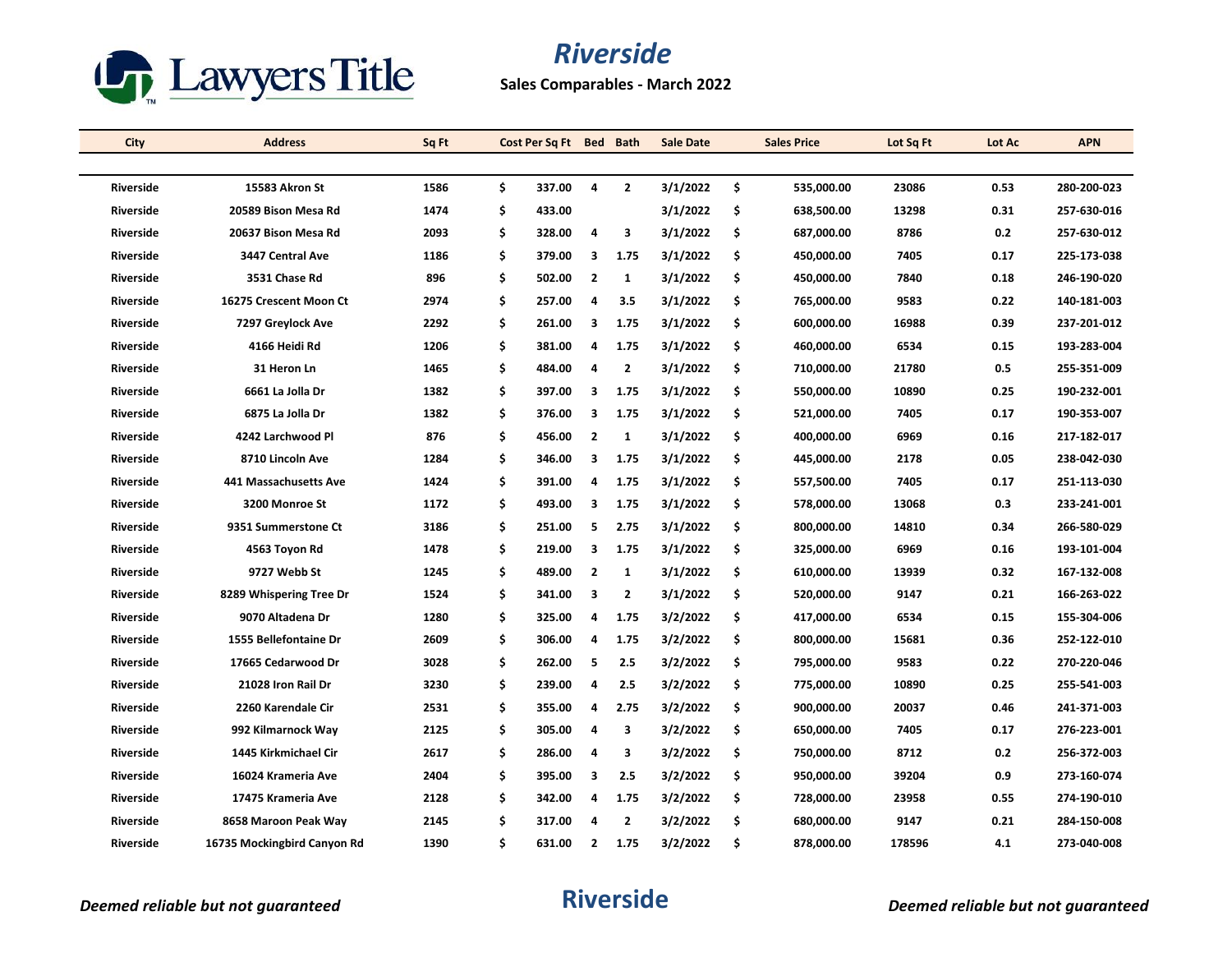# Riverside

**Sales Comparables - March 2022**

| City | Address | Sq Ft | Cost Per Sq Ft | Bed | Bath | Sale Date | Sales Price | Lot Sq Ft | Lot Ac | APN |
|---|---|---|---|---|---|---|---|---|---|---|
| Riverside | 15583 Akron St | 1586 | $ 337.00 | 4 | 2 | 3/1/2022 | $ 535,000.00 | 23086 | 0.53 | 280-200-023 |
| Riverside | 20589 Bison Mesa Rd | 1474 | $ 433.00 | | | 3/1/2022 | $ 638,500.00 | 13298 | 0.31 | 257-630-016 |
| Riverside | 20637 Bison Mesa Rd | 2093 | $ 328.00 | 4 | 3 | 3/1/2022 | $ 687,000.00 | 8786 | 0.2 | 257-630-012 |
| Riverside | 3447 Central Ave | 1186 | $ 379.00 | 3 | 1.75 | 3/1/2022 | $ 450,000.00 | 7405 | 0.17 | 225-173-038 |
| Riverside | 3531 Chase Rd | 896 | $ 502.00 | 2 | 1 | 3/1/2022 | $ 450,000.00 | 7840 | 0.18 | 246-190-020 |
| Riverside | 16275 Crescent Moon Ct | 2974 | $ 257.00 | 4 | 3.5 | 3/1/2022 | $ 765,000.00 | 9583 | 0.22 | 140-181-003 |
| Riverside | 7297 Greylock Ave | 2292 | $ 261.00 | 3 | 1.75 | 3/1/2022 | $ 600,000.00 | 16988 | 0.39 | 237-201-012 |
| Riverside | 4166 Heidi Rd | 1206 | $ 381.00 | 4 | 1.75 | 3/1/2022 | $ 460,000.00 | 6534 | 0.15 | 193-283-004 |
| Riverside | 31 Heron Ln | 1465 | $ 484.00 | 4 | 2 | 3/1/2022 | $ 710,000.00 | 21780 | 0.5 | 255-351-009 |
| Riverside | 6661 La Jolla Dr | 1382 | $ 397.00 | 3 | 1.75 | 3/1/2022 | $ 550,000.00 | 10890 | 0.25 | 190-232-001 |
| Riverside | 6875 La Jolla Dr | 1382 | $ 376.00 | 3 | 1.75 | 3/1/2022 | $ 521,000.00 | 7405 | 0.17 | 190-353-007 |
| Riverside | 4242 Larchwood Pl | 876 | $ 456.00 | 2 | 1 | 3/1/2022 | $ 400,000.00 | 6969 | 0.16 | 217-182-017 |
| Riverside | 8710 Lincoln Ave | 1284 | $ 346.00 | 3 | 1.75 | 3/1/2022 | $ 445,000.00 | 2178 | 0.05 | 238-042-030 |
| Riverside | 441 Massachusetts Ave | 1424 | $ 391.00 | 4 | 1.75 | 3/1/2022 | $ 557,500.00 | 7405 | 0.17 | 251-113-030 |
| Riverside | 3200 Monroe St | 1172 | $ 493.00 | 3 | 1.75 | 3/1/2022 | $ 578,000.00 | 13068 | 0.3 | 233-241-001 |
| Riverside | 9351 Summerstone Ct | 3186 | $ 251.00 | 5 | 2.75 | 3/1/2022 | $ 800,000.00 | 14810 | 0.34 | 266-580-029 |
| Riverside | 4563 Toyon Rd | 1478 | $ 219.00 | 3 | 1.75 | 3/1/2022 | $ 325,000.00 | 6969 | 0.16 | 193-101-004 |
| Riverside | 9727 Webb St | 1245 | $ 489.00 | 2 | 1 | 3/1/2022 | $ 610,000.00 | 13939 | 0.32 | 167-132-008 |
| Riverside | 8289 Whispering Tree Dr | 1524 | $ 341.00 | 3 | 2 | 3/1/2022 | $ 520,000.00 | 9147 | 0.21 | 166-263-022 |
| Riverside | 9070 Altadena Dr | 1280 | $ 325.00 | 4 | 1.75 | 3/2/2022 | $ 417,000.00 | 6534 | 0.15 | 155-304-006 |
| Riverside | 1555 Bellefontaine Dr | 2609 | $ 306.00 | 4 | 1.75 | 3/2/2022 | $ 800,000.00 | 15681 | 0.36 | 252-122-010 |
| Riverside | 17665 Cedarwood Dr | 3028 | $ 262.00 | 5 | 2.5 | 3/2/2022 | $ 795,000.00 | 9583 | 0.22 | 270-220-046 |
| Riverside | 21028 Iron Rail Dr | 3230 | $ 239.00 | 4 | 2.5 | 3/2/2022 | $ 775,000.00 | 10890 | 0.25 | 255-541-003 |
| Riverside | 2260 Karendale Cir | 2531 | $ 355.00 | 4 | 2.75 | 3/2/2022 | $ 900,000.00 | 20037 | 0.46 | 241-371-003 |
| Riverside | 992 Kilmarnock Way | 2125 | $ 305.00 | 4 | 3 | 3/2/2022 | $ 650,000.00 | 7405 | 0.17 | 276-223-001 |
| Riverside | 1445 Kirkmichael Cir | 2617 | $ 286.00 | 4 | 3 | 3/2/2022 | $ 750,000.00 | 8712 | 0.2 | 256-372-003 |
| Riverside | 16024 Krameria Ave | 2404 | $ 395.00 | 3 | 2.5 | 3/2/2022 | $ 950,000.00 | 39204 | 0.9 | 273-160-074 |
| Riverside | 17475 Krameria Ave | 2128 | $ 342.00 | 4 | 1.75 | 3/2/2022 | $ 728,000.00 | 23958 | 0.55 | 274-190-010 |
| Riverside | 8658 Maroon Peak Way | 2145 | $ 317.00 | 4 | 2 | 3/2/2022 | $ 680,000.00 | 9147 | 0.21 | 284-150-008 |
| Riverside | 16735 Mockingbird Canyon Rd | 1390 | $ 631.00 | 2 | 1.75 | 3/2/2022 | $ 878,000.00 | 178596 | 4.1 | 273-040-008 |

*Deemed reliable but not guaranteed*

**Riverside**

*Deemed reliable but not guaranteed*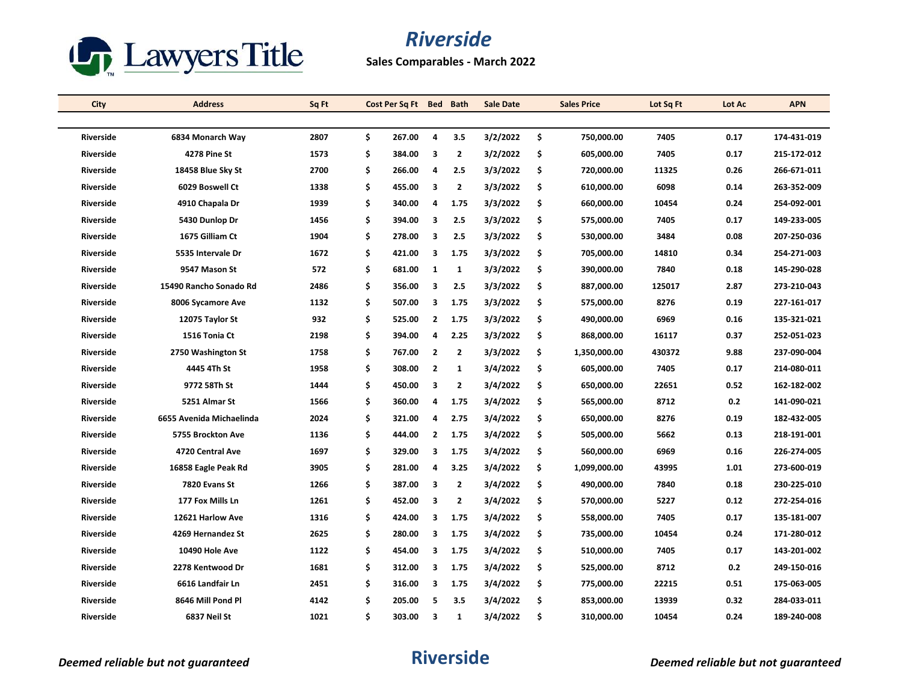# Riverside

**Sales Comparables - March 2022**

| City | Address | Sq Ft | Cost Per Sq Ft | Bed | Bath | Sale Date | Sales Price | Lot Sq Ft | Lot Ac | APN |
|---|---|---|---|---|---|---|---|---|---|---|
| Riverside | 6834 Monarch Way | 2807 | $ 267.00 | 4 | 3.5 | 3/2/2022 | $ 750,000.00 | 7405 | 0.17 | 174-431-019 |
| Riverside | 4278 Pine St | 1573 | $ 384.00 | 3 | 2 | 3/2/2022 | $ 605,000.00 | 7405 | 0.17 | 215-172-012 |
| Riverside | 18458 Blue Sky St | 2700 | $ 266.00 | 4 | 2.5 | 3/3/2022 | $ 720,000.00 | 11325 | 0.26 | 266-671-011 |
| Riverside | 6029 Boswell Ct | 1338 | $ 455.00 | 3 | 2 | 3/3/2022 | $ 610,000.00 | 6098 | 0.14 | 263-352-009 |
| Riverside | 4910 Chapala Dr | 1939 | $ 340.00 | 4 | 1.75 | 3/3/2022 | $ 660,000.00 | 10454 | 0.24 | 254-092-001 |
| Riverside | 5430 Dunlop Dr | 1456 | $ 394.00 | 3 | 2.5 | 3/3/2022 | $ 575,000.00 | 7405 | 0.17 | 149-233-005 |
| Riverside | 1675 Gilliam Ct | 1904 | $ 278.00 | 3 | 2.5 | 3/3/2022 | $ 530,000.00 | 3484 | 0.08 | 207-250-036 |
| Riverside | 5535 Intervale Dr | 1672 | $ 421.00 | 3 | 1.75 | 3/3/2022 | $ 705,000.00 | 14810 | 0.34 | 254-271-003 |
| Riverside | 9547 Mason St | 572 | $ 681.00 | 1 | 1 | 3/3/2022 | $ 390,000.00 | 7840 | 0.18 | 145-290-028 |
| Riverside | 15490 Rancho Sonado Rd | 2486 | $ 356.00 | 3 | 2.5 | 3/3/2022 | $ 887,000.00 | 125017 | 2.87 | 273-210-043 |
| Riverside | 8006 Sycamore Ave | 1132 | $ 507.00 | 3 | 1.75 | 3/3/2022 | $ 575,000.00 | 8276 | 0.19 | 227-161-017 |
| Riverside | 12075 Taylor St | 932 | $ 525.00 | 2 | 1.75 | 3/3/2022 | $ 490,000.00 | 6969 | 0.16 | 135-321-021 |
| Riverside | 1516 Tonia Ct | 2198 | $ 394.00 | 4 | 2.25 | 3/3/2022 | $ 868,000.00 | 16117 | 0.37 | 252-051-023 |
| Riverside | 2750 Washington St | 1758 | $ 767.00 | 2 | 2 | 3/3/2022 | $ 1,350,000.00 | 430372 | 9.88 | 237-090-004 |
| Riverside | 4445 4Th St | 1958 | $ 308.00 | 2 | 1 | 3/4/2022 | $ 605,000.00 | 7405 | 0.17 | 214-080-011 |
| Riverside | 9772 58Th St | 1444 | $ 450.00 | 3 | 2 | 3/4/2022 | $ 650,000.00 | 22651 | 0.52 | 162-182-002 |
| Riverside | 5251 Almar St | 1566 | $ 360.00 | 4 | 1.75 | 3/4/2022 | $ 565,000.00 | 8712 | 0.2 | 141-090-021 |
| Riverside | 6655 Avenida Michaelinda | 2024 | $ 321.00 | 4 | 2.75 | 3/4/2022 | $ 650,000.00 | 8276 | 0.19 | 182-432-005 |
| Riverside | 5755 Brockton Ave | 1136 | $ 444.00 | 2 | 1.75 | 3/4/2022 | $ 505,000.00 | 5662 | 0.13 | 218-191-001 |
| Riverside | 4720 Central Ave | 1697 | $ 329.00 | 3 | 1.75 | 3/4/2022 | $ 560,000.00 | 6969 | 0.16 | 226-274-005 |
| Riverside | 16858 Eagle Peak Rd | 3905 | $ 281.00 | 4 | 3.25 | 3/4/2022 | $ 1,099,000.00 | 43995 | 1.01 | 273-600-019 |
| Riverside | 7820 Evans St | 1266 | $ 387.00 | 3 | 2 | 3/4/2022 | $ 490,000.00 | 7840 | 0.18 | 230-225-010 |
| Riverside | 177 Fox Mills Ln | 1261 | $ 452.00 | 3 | 2 | 3/4/2022 | $ 570,000.00 | 5227 | 0.12 | 272-254-016 |
| Riverside | 12621 Harlow Ave | 1316 | $ 424.00 | 3 | 1.75 | 3/4/2022 | $ 558,000.00 | 7405 | 0.17 | 135-181-007 |
| Riverside | 4269 Hernandez St | 2625 | $ 280.00 | 3 | 1.75 | 3/4/2022 | $ 735,000.00 | 10454 | 0.24 | 171-280-012 |
| Riverside | 10490 Hole Ave | 1122 | $ 454.00 | 3 | 1.75 | 3/4/2022 | $ 510,000.00 | 7405 | 0.17 | 143-201-002 |
| Riverside | 2278 Kentwood Dr | 1681 | $ 312.00 | 3 | 1.75 | 3/4/2022 | $ 525,000.00 | 8712 | 0.2 | 249-150-016 |
| Riverside | 6616 Landfair Ln | 2451 | $ 316.00 | 3 | 1.75 | 3/4/2022 | $ 775,000.00 | 22215 | 0.51 | 175-063-005 |
| Riverside | 8646 Mill Pond Pl | 4142 | $ 205.00 | 5 | 3.5 | 3/4/2022 | $ 853,000.00 | 13939 | 0.32 | 284-033-011 |
| Riverside | 6837 Neil St | 1021 | $ 303.00 | 3 | 1 | 3/4/2022 | $ 310,000.00 | 10454 | 0.24 | 189-240-008 |

*Deemed reliable but not guaranteed*

**Riverside**

*Deemed reliable but not guaranteed*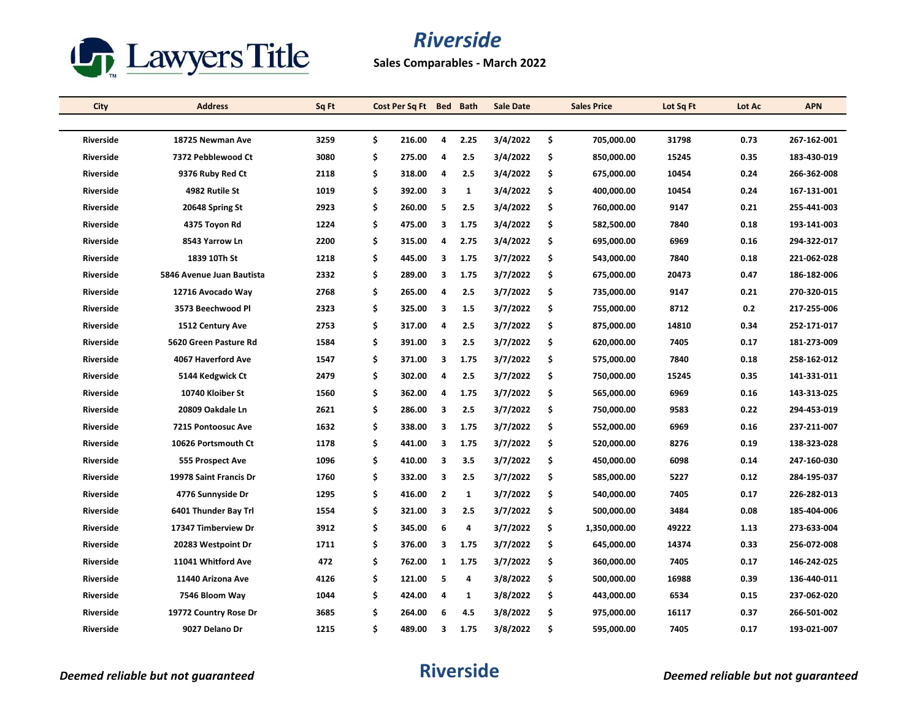Lawyers Title

# Riverside

**Sales Comparables - March 2022**

| City | Address | Sq Ft | Cost Per Sq Ft | Bed | Bath | Sale Date | Sales Price | Lot Sq Ft | Lot Ac | APN |
|---|---|---|---|---|---|---|---|---|---|---|
| Riverside | 18725 Newman Ave | 3259 | $ 216.00 | 4 | 2.25 | 3/4/2022 | $ 705,000.00 | 31798 | 0.73 | 267-162-001 |
| Riverside | 7372 Pebblewood Ct | 3080 | $ 275.00 | 4 | 2.5 | 3/4/2022 | $ 850,000.00 | 15245 | 0.35 | 183-430-019 |
| Riverside | 9376 Ruby Red Ct | 2118 | $ 318.00 | 4 | 2.5 | 3/4/2022 | $ 675,000.00 | 10454 | 0.24 | 266-362-008 |
| Riverside | 4982 Rutile St | 1019 | $ 392.00 | 3 | 1 | 3/4/2022 | $ 400,000.00 | 10454 | 0.24 | 167-131-001 |
| Riverside | 20648 Spring St | 2923 | $ 260.00 | 5 | 2.5 | 3/4/2022 | $ 760,000.00 | 9147 | 0.21 | 255-441-003 |
| Riverside | 4375 Toyon Rd | 1224 | $ 475.00 | 3 | 1.75 | 3/4/2022 | $ 582,500.00 | 7840 | 0.18 | 193-141-003 |
| Riverside | 8543 Yarrow Ln | 2200 | $ 315.00 | 4 | 2.75 | 3/4/2022 | $ 695,000.00 | 6969 | 0.16 | 294-322-017 |
| Riverside | 1839 10Th St | 1218 | $ 445.00 | 3 | 1.75 | 3/7/2022 | $ 543,000.00 | 7840 | 0.18 | 221-062-028 |
| Riverside | 5846 Avenue Juan Bautista | 2332 | $ 289.00 | 3 | 1.75 | 3/7/2022 | $ 675,000.00 | 20473 | 0.47 | 186-182-006 |
| Riverside | 12716 Avocado Way | 2768 | $ 265.00 | 4 | 2.5 | 3/7/2022 | $ 735,000.00 | 9147 | 0.21 | 270-320-015 |
| Riverside | 3573 Beechwood Pl | 2323 | $ 325.00 | 3 | 1.5 | 3/7/2022 | $ 755,000.00 | 8712 | 0.2 | 217-255-006 |
| Riverside | 1512 Century Ave | 2753 | $ 317.00 | 4 | 2.5 | 3/7/2022 | $ 875,000.00 | 14810 | 0.34 | 252-171-017 |
| Riverside | 5620 Green Pasture Rd | 1584 | $ 391.00 | 3 | 2.5 | 3/7/2022 | $ 620,000.00 | 7405 | 0.17 | 181-273-009 |
| Riverside | 4067 Haverford Ave | 1547 | $ 371.00 | 3 | 1.75 | 3/7/2022 | $ 575,000.00 | 7840 | 0.18 | 258-162-012 |
| Riverside | 5144 Kedgwick Ct | 2479 | $ 302.00 | 4 | 2.5 | 3/7/2022 | $ 750,000.00 | 15245 | 0.35 | 141-331-011 |
| Riverside | 10740 Kloiber St | 1560 | $ 362.00 | 4 | 1.75 | 3/7/2022 | $ 565,000.00 | 6969 | 0.16 | 143-313-025 |
| Riverside | 20809 Oakdale Ln | 2621 | $ 286.00 | 3 | 2.5 | 3/7/2022 | $ 750,000.00 | 9583 | 0.22 | 294-453-019 |
| Riverside | 7215 Pontoosuc Ave | 1632 | $ 338.00 | 3 | 1.75 | 3/7/2022 | $ 552,000.00 | 6969 | 0.16 | 237-211-007 |
| Riverside | 10626 Portsmouth Ct | 1178 | $ 441.00 | 3 | 1.75 | 3/7/2022 | $ 520,000.00 | 8276 | 0.19 | 138-323-028 |
| Riverside | 555 Prospect Ave | 1096 | $ 410.00 | 3 | 3.5 | 3/7/2022 | $ 450,000.00 | 6098 | 0.14 | 247-160-030 |
| Riverside | 19978 Saint Francis Dr | 1760 | $ 332.00 | 3 | 2.5 | 3/7/2022 | $ 585,000.00 | 5227 | 0.12 | 284-195-037 |
| Riverside | 4776 Sunnyside Dr | 1295 | $ 416.00 | 2 | 1 | 3/7/2022 | $ 540,000.00 | 7405 | 0.17 | 226-282-013 |
| Riverside | 6401 Thunder Bay Trl | 1554 | $ 321.00 | 3 | 2.5 | 3/7/2022 | $ 500,000.00 | 3484 | 0.08 | 185-404-006 |
| Riverside | 17347 Timberview Dr | 3912 | $ 345.00 | 6 | 4 | 3/7/2022 | $ 1,350,000.00 | 49222 | 1.13 | 273-633-004 |
| Riverside | 20283 Westpoint Dr | 1711 | $ 376.00 | 3 | 1.75 | 3/7/2022 | $ 645,000.00 | 14374 | 0.33 | 256-072-008 |
| Riverside | 11041 Whitford Ave | 472 | $ 762.00 | 1 | 1.75 | 3/7/2022 | $ 360,000.00 | 7405 | 0.17 | 146-242-025 |
| Riverside | 11440 Arizona Ave | 4126 | $ 121.00 | 5 | 4 | 3/8/2022 | $ 500,000.00 | 16988 | 0.39 | 136-440-011 |
| Riverside | 7546 Bloom Way | 1044 | $ 424.00 | 4 | 1 | 3/8/2022 | $ 443,000.00 | 6534 | 0.15 | 237-062-020 |
| Riverside | 19772 Country Rose Dr | 3685 | $ 264.00 | 6 | 4.5 | 3/8/2022 | $ 975,000.00 | 16117 | 0.37 | 266-501-002 |
| Riverside | 9027 Delano Dr | 1215 | $ 489.00 | 3 | 1.75 | 3/8/2022 | $ 595,000.00 | 7405 | 0.17 | 193-021-007 |

*Deemed reliable but not guaranteed* **Riverside** *Deemed reliable but not guaranteed*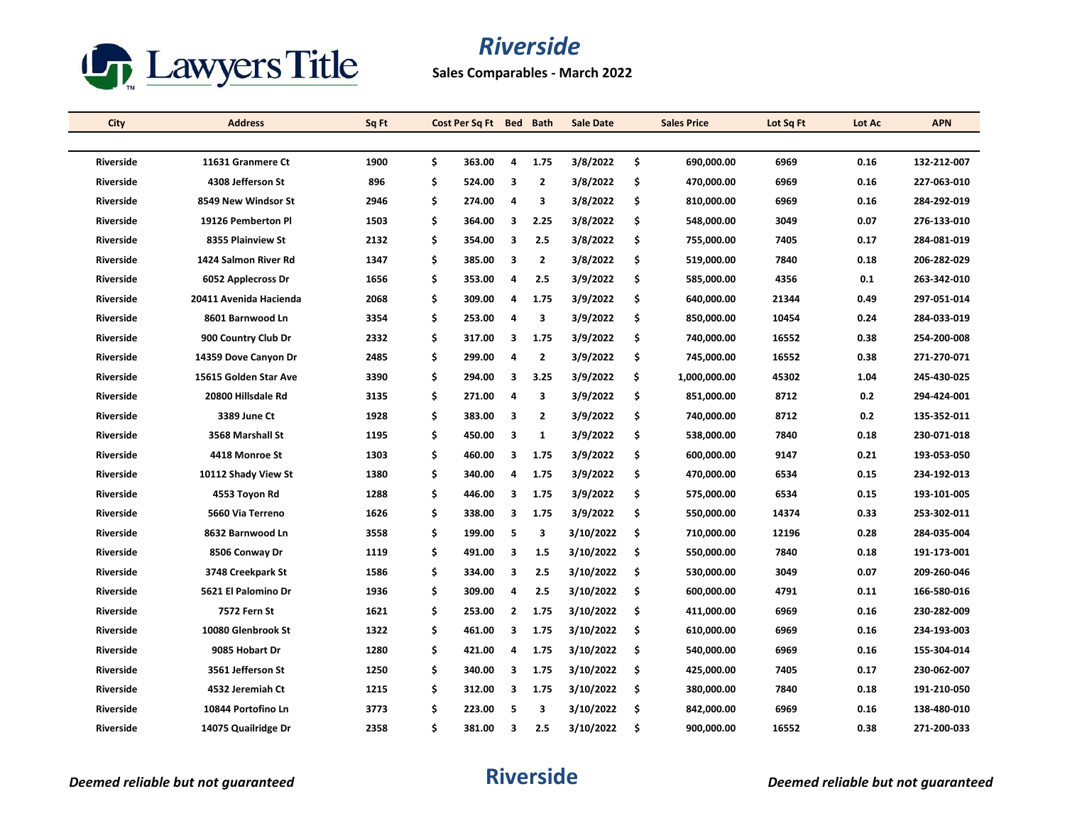# Riverside

**Sales Comparables - March 2022**

| City | Address | Sq Ft | Cost Per Sq Ft | Bed | Bath | Sale Date | Sales Price | Lot Sq Ft | Lot Ac | APN |
|---|---|---|---|---|---|---|---|---|---|---|
| Riverside | 11631 Granmere Ct | 1900 | $ 363.00 | 4 | 1.75 | 3/8/2022 | $ 690,000.00 | 6969 | 0.16 | 132-212-007 |
| Riverside | 4308 Jefferson St | 896 | $ 524.00 | 3 | 2 | 3/8/2022 | $ 470,000.00 | 6969 | 0.16 | 227-063-010 |
| Riverside | 8549 New Windsor St | 2946 | $ 274.00 | 4 | 3 | 3/8/2022 | $ 810,000.00 | 6969 | 0.16 | 284-292-019 |
| Riverside | 19126 Pemberton Pl | 1503 | $ 364.00 | 3 | 2.25 | 3/8/2022 | $ 548,000.00 | 3049 | 0.07 | 276-133-010 |
| Riverside | 8355 Plainview St | 2132 | $ 354.00 | 3 | 2.5 | 3/8/2022 | $ 755,000.00 | 7405 | 0.17 | 284-081-019 |
| Riverside | 1424 Salmon River Rd | 1347 | $ 385.00 | 3 | 2 | 3/8/2022 | $ 519,000.00 | 7840 | 0.18 | 206-282-029 |
| Riverside | 6052 Applecross Dr | 1656 | $ 353.00 | 4 | 2.5 | 3/9/2022 | $ 585,000.00 | 4356 | 0.1 | 263-342-010 |
| Riverside | 20411 Avenida Hacienda | 2068 | $ 309.00 | 4 | 1.75 | 3/9/2022 | $ 640,000.00 | 21344 | 0.49 | 297-051-014 |
| Riverside | 8601 Barnwood Ln | 3354 | $ 253.00 | 4 | 3 | 3/9/2022 | $ 850,000.00 | 10454 | 0.24 | 284-033-019 |
| Riverside | 900 Country Club Dr | 2332 | $ 317.00 | 3 | 1.75 | 3/9/2022 | $ 740,000.00 | 16552 | 0.38 | 254-200-008 |
| Riverside | 14359 Dove Canyon Dr | 2485 | $ 299.00 | 4 | 2 | 3/9/2022 | $ 745,000.00 | 16552 | 0.38 | 271-270-071 |
| Riverside | 15615 Golden Star Ave | 3390 | $ 294.00 | 3 | 3.25 | 3/9/2022 | $ 1,000,000.00 | 45302 | 1.04 | 245-430-025 |
| Riverside | 20800 Hillsdale Rd | 3135 | $ 271.00 | 4 | 3 | 3/9/2022 | $ 851,000.00 | 8712 | 0.2 | 294-424-001 |
| Riverside | 3389 June Ct | 1928 | $ 383.00 | 3 | 2 | 3/9/2022 | $ 740,000.00 | 8712 | 0.2 | 135-352-011 |
| Riverside | 3568 Marshall St | 1195 | $ 450.00 | 3 | 1 | 3/9/2022 | $ 538,000.00 | 7840 | 0.18 | 230-071-018 |
| Riverside | 4418 Monroe St | 1303 | $ 460.00 | 3 | 1.75 | 3/9/2022 | $ 600,000.00 | 9147 | 0.21 | 193-053-050 |
| Riverside | 10112 Shady View St | 1380 | $ 340.00 | 4 | 1.75 | 3/9/2022 | $ 470,000.00 | 6534 | 0.15 | 234-192-013 |
| Riverside | 4553 Toyon Rd | 1288 | $ 446.00 | 3 | 1.75 | 3/9/2022 | $ 575,000.00 | 6534 | 0.15 | 193-101-005 |
| Riverside | 5660 Via Terreno | 1626 | $ 338.00 | 3 | 1.75 | 3/9/2022 | $ 550,000.00 | 14374 | 0.33 | 253-302-011 |
| Riverside | 8632 Barnwood Ln | 3558 | $ 199.00 | 5 | 3 | 3/10/2022 | $ 710,000.00 | 12196 | 0.28 | 284-035-004 |
| Riverside | 8506 Conway Dr | 1119 | $ 491.00 | 3 | 1.5 | 3/10/2022 | $ 550,000.00 | 7840 | 0.18 | 191-173-001 |
| Riverside | 3748 Creekpark St | 1586 | $ 334.00 | 3 | 2.5 | 3/10/2022 | $ 530,000.00 | 3049 | 0.07 | 209-260-046 |
| Riverside | 5621 El Palomino Dr | 1936 | $ 309.00 | 4 | 2.5 | 3/10/2022 | $ 600,000.00 | 4791 | 0.11 | 166-580-016 |
| Riverside | 7572 Fern St | 1621 | $ 253.00 | 2 | 1.75 | 3/10/2022 | $ 411,000.00 | 6969 | 0.16 | 230-282-009 |
| Riverside | 10080 Glenbrook St | 1322 | $ 461.00 | 3 | 1.75 | 3/10/2022 | $ 610,000.00 | 6969 | 0.16 | 234-193-003 |
| Riverside | 9085 Hobart Dr | 1280 | $ 421.00 | 4 | 1.75 | 3/10/2022 | $ 540,000.00 | 6969 | 0.16 | 155-304-014 |
| Riverside | 3561 Jefferson St | 1250 | $ 340.00 | 3 | 1.75 | 3/10/2022 | $ 425,000.00 | 7405 | 0.17 | 230-062-007 |
| Riverside | 4532 Jeremiah Ct | 1215 | $ 312.00 | 3 | 1.75 | 3/10/2022 | $ 380,000.00 | 7840 | 0.18 | 191-210-050 |
| Riverside | 10844 Portofino Ln | 3773 | $ 223.00 | 5 | 3 | 3/10/2022 | $ 842,000.00 | 6969 | 0.16 | 138-480-010 |
| Riverside | 14075 Quailridge Dr | 2358 | $ 381.00 | 3 | 2.5 | 3/10/2022 | $ 900,000.00 | 16552 | 0.38 | 271-200-033 |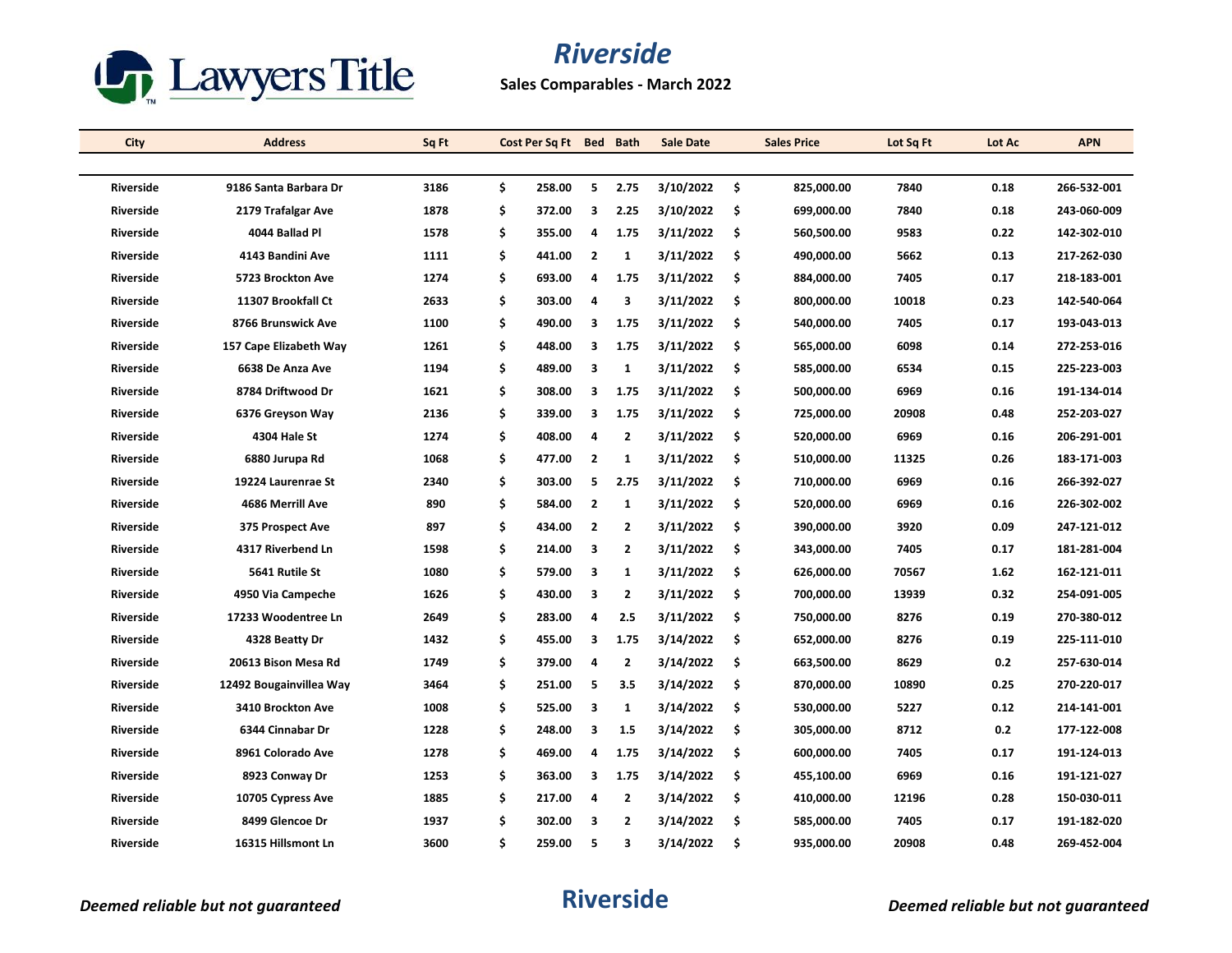# Riverside

**Sales Comparables - March 2022**

| City | Address | Sq Ft | Cost Per Sq Ft | Bed | Bath | Sale Date | Sales Price | Lot Sq Ft | Lot Ac | APN |
|---|---|---|---|---|---|---|---|---|---|---|
| Riverside | 9186 Santa Barbara Dr | 3186 | $ 258.00 | 5 | 2.75 | 3/10/2022 | $ 825,000.00 | 7840 | 0.18 | 266-532-001 |
| Riverside | 2179 Trafalgar Ave | 1878 | $ 372.00 | 3 | 2.25 | 3/10/2022 | $ 699,000.00 | 7840 | 0.18 | 243-060-009 |
| Riverside | 4044 Ballad Pl | 1578 | $ 355.00 | 4 | 1.75 | 3/11/2022 | $ 560,500.00 | 9583 | 0.22 | 142-302-010 |
| Riverside | 4143 Bandini Ave | 1111 | $ 441.00 | 2 | 1 | 3/11/2022 | $ 490,000.00 | 5662 | 0.13 | 217-262-030 |
| Riverside | 5723 Brockton Ave | 1274 | $ 693.00 | 4 | 1.75 | 3/11/2022 | $ 884,000.00 | 7405 | 0.17 | 218-183-001 |
| Riverside | 11307 Brookfall Ct | 2633 | $ 303.00 | 4 | 3 | 3/11/2022 | $ 800,000.00 | 10018 | 0.23 | 142-540-064 |
| Riverside | 8766 Brunswick Ave | 1100 | $ 490.00 | 3 | 1.75 | 3/11/2022 | $ 540,000.00 | 7405 | 0.17 | 193-043-013 |
| Riverside | 157 Cape Elizabeth Way | 1261 | $ 448.00 | 3 | 1.75 | 3/11/2022 | $ 565,000.00 | 6098 | 0.14 | 272-253-016 |
| Riverside | 6638 De Anza Ave | 1194 | $ 489.00 | 3 | 1 | 3/11/2022 | $ 585,000.00 | 6534 | 0.15 | 225-223-003 |
| Riverside | 8784 Driftwood Dr | 1621 | $ 308.00 | 3 | 1.75 | 3/11/2022 | $ 500,000.00 | 6969 | 0.16 | 191-134-014 |
| Riverside | 6376 Greyson Way | 2136 | $ 339.00 | 3 | 1.75 | 3/11/2022 | $ 725,000.00 | 20908 | 0.48 | 252-203-027 |
| Riverside | 4304 Hale St | 1274 | $ 408.00 | 4 | 2 | 3/11/2022 | $ 520,000.00 | 6969 | 0.16 | 206-291-001 |
| Riverside | 6880 Jurupa Rd | 1068 | $ 477.00 | 2 | 1 | 3/11/2022 | $ 510,000.00 | 11325 | 0.26 | 183-171-003 |
| Riverside | 19224 Laurenrae St | 2340 | $ 303.00 | 5 | 2.75 | 3/11/2022 | $ 710,000.00 | 6969 | 0.16 | 266-392-027 |
| Riverside | 4686 Merrill Ave | 890 | $ 584.00 | 2 | 1 | 3/11/2022 | $ 520,000.00 | 6969 | 0.16 | 226-302-002 |
| Riverside | 375 Prospect Ave | 897 | $ 434.00 | 2 | 2 | 3/11/2022 | $ 390,000.00 | 3920 | 0.09 | 247-121-012 |
| Riverside | 4317 Riverbend Ln | 1598 | $ 214.00 | 3 | 2 | 3/11/2022 | $ 343,000.00 | 7405 | 0.17 | 181-281-004 |
| Riverside | 5641 Rutile St | 1080 | $ 579.00 | 3 | 1 | 3/11/2022 | $ 626,000.00 | 70567 | 1.62 | 162-121-011 |
| Riverside | 4950 Via Campeche | 1626 | $ 430.00 | 3 | 2 | 3/11/2022 | $ 700,000.00 | 13939 | 0.32 | 254-091-005 |
| Riverside | 17233 Woodentree Ln | 2649 | $ 283.00 | 4 | 2.5 | 3/11/2022 | $ 750,000.00 | 8276 | 0.19 | 270-380-012 |
| Riverside | 4328 Beatty Dr | 1432 | $ 455.00 | 3 | 1.75 | 3/14/2022 | $ 652,000.00 | 8276 | 0.19 | 225-111-010 |
| Riverside | 20613 Bison Mesa Rd | 1749 | $ 379.00 | 4 | 2 | 3/14/2022 | $ 663,500.00 | 8629 | 0.2 | 257-630-014 |
| Riverside | 12492 Bougainvillea Way | 3464 | $ 251.00 | 5 | 3.5 | 3/14/2022 | $ 870,000.00 | 10890 | 0.25 | 270-220-017 |
| Riverside | 3410 Brockton Ave | 1008 | $ 525.00 | 3 | 1 | 3/14/2022 | $ 530,000.00 | 5227 | 0.12 | 214-141-001 |
| Riverside | 6344 Cinnabar Dr | 1228 | $ 248.00 | 3 | 1.5 | 3/14/2022 | $ 305,000.00 | 8712 | 0.2 | 177-122-008 |
| Riverside | 8961 Colorado Ave | 1278 | $ 469.00 | 4 | 1.75 | 3/14/2022 | $ 600,000.00 | 7405 | 0.17 | 191-124-013 |
| Riverside | 8923 Conway Dr | 1253 | $ 363.00 | 3 | 1.75 | 3/14/2022 | $ 455,100.00 | 6969 | 0.16 | 191-121-027 |
| Riverside | 10705 Cypress Ave | 1885 | $ 217.00 | 4 | 2 | 3/14/2022 | $ 410,000.00 | 12196 | 0.28 | 150-030-011 |
| Riverside | 8499 Glencoe Dr | 1937 | $ 302.00 | 3 | 2 | 3/14/2022 | $ 585,000.00 | 7405 | 0.17 | 191-182-020 |
| Riverside | 16315 Hillsmont Ln | 3600 | $ 259.00 | 5 | 3 | 3/14/2022 | $ 935,000.00 | 20908 | 0.48 | 269-452-004 |

*Deemed reliable but not guaranteed*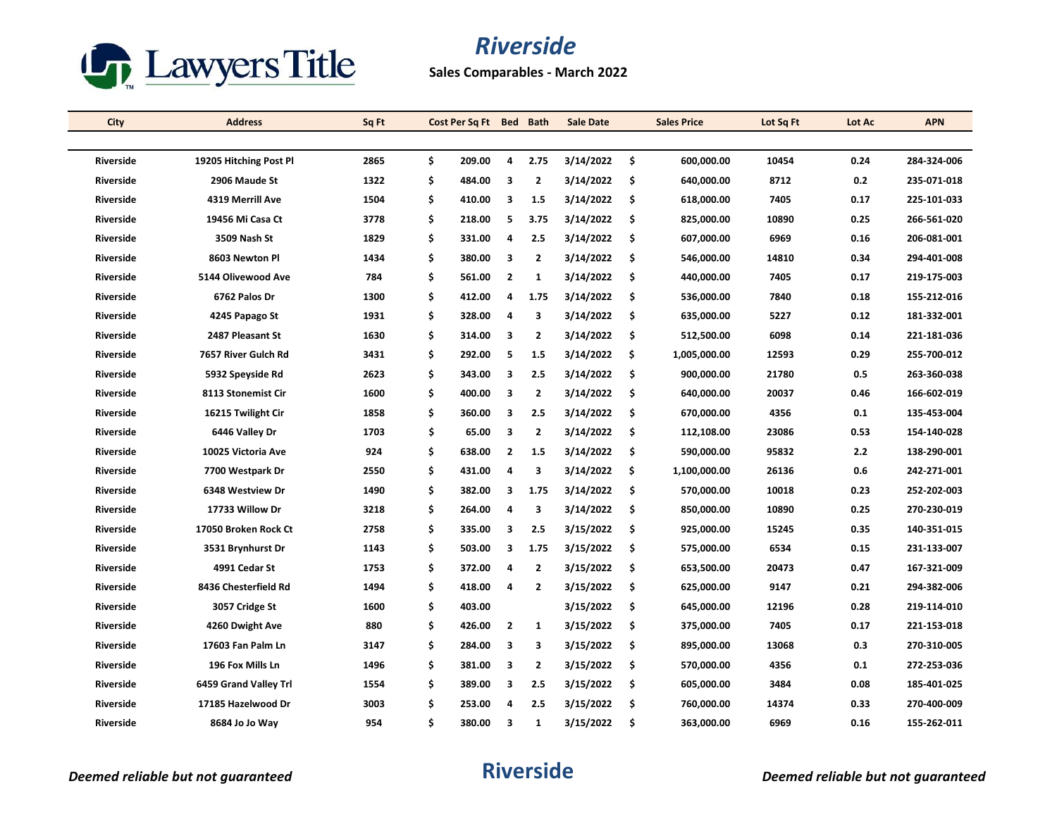# Riverside

**Sales Comparables - March 2022**

| City | Address | Sq Ft | Cost Per Sq Ft | Bed | Bath | Sale Date | Sales Price | Lot Sq Ft | Lot Ac | APN |
|---|---|---|---|---|---|---|---|---|---|---|
| Riverside | 19205 Hitching Post Pl | 2865 | $ 209.00 | 4 | 2.75 | 3/14/2022 | $ 600,000.00 | 10454 | 0.24 | 284-324-006 |
| Riverside | 2906 Maude St | 1322 | $ 484.00 | 3 | 2 | 3/14/2022 | $ 640,000.00 | 8712 | 0.2 | 235-071-018 |
| Riverside | 4319 Merrill Ave | 1504 | $ 410.00 | 3 | 1.5 | 3/14/2022 | $ 618,000.00 | 7405 | 0.17 | 225-101-033 |
| Riverside | 19456 Mi Casa Ct | 3778 | $ 218.00 | 5 | 3.75 | 3/14/2022 | $ 825,000.00 | 10890 | 0.25 | 266-561-020 |
| Riverside | 3509 Nash St | 1829 | $ 331.00 | 4 | 2.5 | 3/14/2022 | $ 607,000.00 | 6969 | 0.16 | 206-081-001 |
| Riverside | 8603 Newton Pl | 1434 | $ 380.00 | 3 | 2 | 3/14/2022 | $ 546,000.00 | 14810 | 0.34 | 294-401-008 |
| Riverside | 5144 Olivewood Ave | 784 | $ 561.00 | 2 | 1 | 3/14/2022 | $ 440,000.00 | 7405 | 0.17 | 219-175-003 |
| Riverside | 6762 Palos Dr | 1300 | $ 412.00 | 4 | 1.75 | 3/14/2022 | $ 536,000.00 | 7840 | 0.18 | 155-212-016 |
| Riverside | 4245 Papago St | 1931 | $ 328.00 | 4 | 3 | 3/14/2022 | $ 635,000.00 | 5227 | 0.12 | 181-332-001 |
| Riverside | 2487 Pleasant St | 1630 | $ 314.00 | 3 | 2 | 3/14/2022 | $ 512,500.00 | 6098 | 0.14 | 221-181-036 |
| Riverside | 7657 River Gulch Rd | 3431 | $ 292.00 | 5 | 1.5 | 3/14/2022 | $ 1,005,000.00 | 12593 | 0.29 | 255-700-012 |
| Riverside | 5932 Speyside Rd | 2623 | $ 343.00 | 3 | 2.5 | 3/14/2022 | $ 900,000.00 | 21780 | 0.5 | 263-360-038 |
| Riverside | 8113 Stonemist Cir | 1600 | $ 400.00 | 3 | 2 | 3/14/2022 | $ 640,000.00 | 20037 | 0.46 | 166-602-019 |
| Riverside | 16215 Twilight Cir | 1858 | $ 360.00 | 3 | 2.5 | 3/14/2022 | $ 670,000.00 | 4356 | 0.1 | 135-453-004 |
| Riverside | 6446 Valley Dr | 1703 | $ 65.00 | 3 | 2 | 3/14/2022 | $ 112,108.00 | 23086 | 0.53 | 154-140-028 |
| Riverside | 10025 Victoria Ave | 924 | $ 638.00 | 2 | 1.5 | 3/14/2022 | $ 590,000.00 | 95832 | 2.2 | 138-290-001 |
| Riverside | 7700 Westpark Dr | 2550 | $ 431.00 | 4 | 3 | 3/14/2022 | $ 1,100,000.00 | 26136 | 0.6 | 242-271-001 |
| Riverside | 6348 Westview Dr | 1490 | $ 382.00 | 3 | 1.75 | 3/14/2022 | $ 570,000.00 | 10018 | 0.23 | 252-202-003 |
| Riverside | 17733 Willow Dr | 3218 | $ 264.00 | 4 | 3 | 3/14/2022 | $ 850,000.00 | 10890 | 0.25 | 270-230-019 |
| Riverside | 17050 Broken Rock Ct | 2758 | $ 335.00 | 3 | 2.5 | 3/15/2022 | $ 925,000.00 | 15245 | 0.35 | 140-351-015 |
| Riverside | 3531 Brynhurst Dr | 1143 | $ 503.00 | 3 | 1.75 | 3/15/2022 | $ 575,000.00 | 6534 | 0.15 | 231-133-007 |
| Riverside | 4991 Cedar St | 1753 | $ 372.00 | 4 | 2 | 3/15/2022 | $ 653,500.00 | 20473 | 0.47 | 167-321-009 |
| Riverside | 8436 Chesterfield Rd | 1494 | $ 418.00 | 4 | 2 | 3/15/2022 | $ 625,000.00 | 9147 | 0.21 | 294-382-006 |
| Riverside | 3057 Cridge St | 1600 | $ 403.00 | | | 3/15/2022 | $ 645,000.00 | 12196 | 0.28 | 219-114-010 |
| Riverside | 4260 Dwight Ave | 880 | $ 426.00 | 2 | 1 | 3/15/2022 | $ 375,000.00 | 7405 | 0.17 | 221-153-018 |
| Riverside | 17603 Fan Palm Ln | 3147 | $ 284.00 | 3 | 3 | 3/15/2022 | $ 895,000.00 | 13068 | 0.3 | 270-310-005 |
| Riverside | 196 Fox Mills Ln | 1496 | $ 381.00 | 3 | 2 | 3/15/2022 | $ 570,000.00 | 4356 | 0.1 | 272-253-036 |
| Riverside | 6459 Grand Valley Trl | 1554 | $ 389.00 | 3 | 2.5 | 3/15/2022 | $ 605,000.00 | 3484 | 0.08 | 185-401-025 |
| Riverside | 17185 Hazelwood Dr | 3003 | $ 253.00 | 4 | 2.5 | 3/15/2022 | $ 760,000.00 | 14374 | 0.33 | 270-400-009 |
| Riverside | 8684 Jo Jo Way | 954 | $ 380.00 | 3 | 1 | 3/15/2022 | $ 363,000.00 | 6969 | 0.16 | 155-262-011 |

*Deemed reliable but not guaranteed*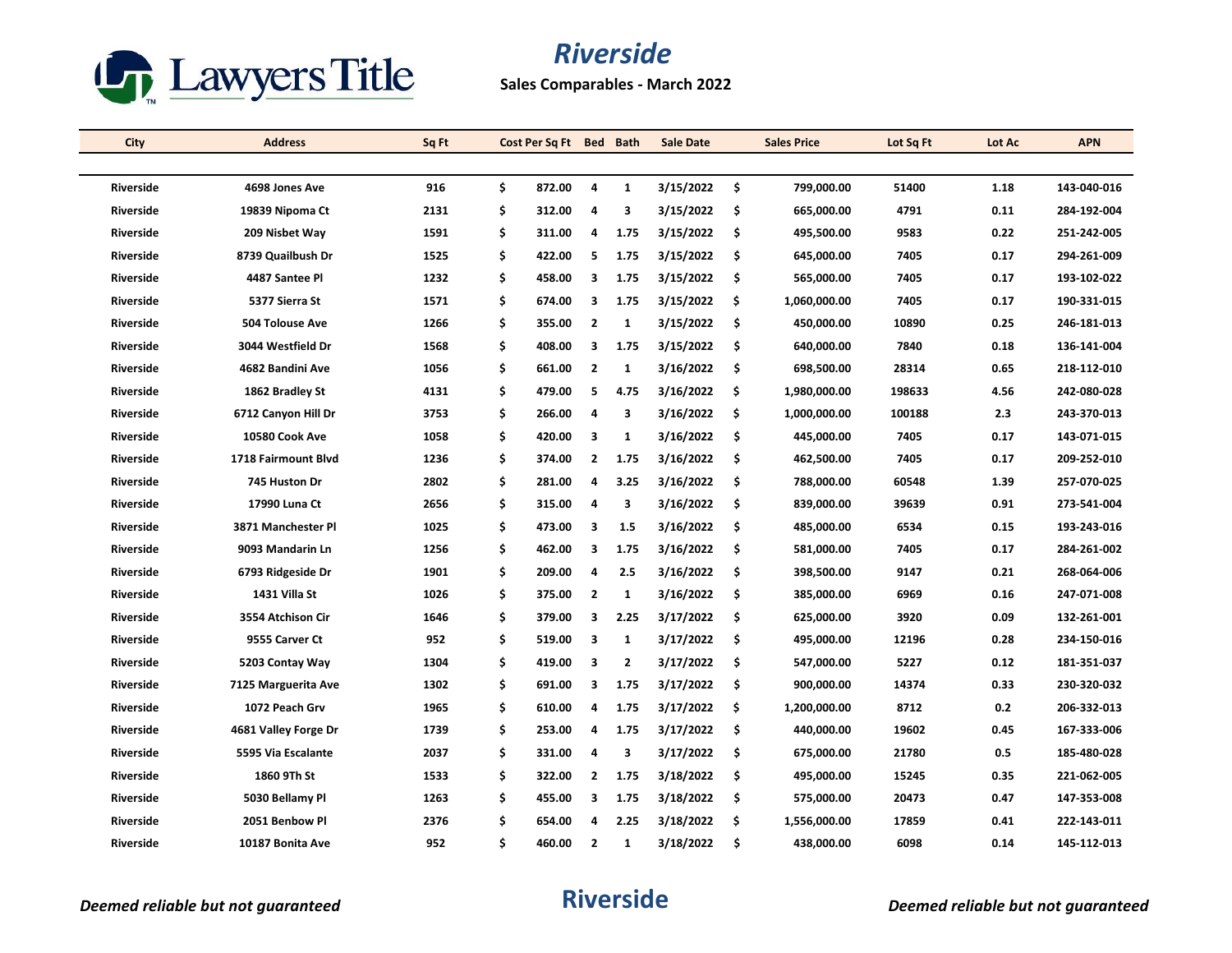# Riverside

**Sales Comparables - March 2022**

| City | Address | Sq Ft | Cost Per Sq Ft | Bed | Bath | Sale Date | Sales Price | Lot Sq Ft | Lot Ac | APN |
|---|---|---|---|---|---|---|---|---|---|---|
| Riverside | 4698 Jones Ave | 916 | $ 872.00 | 4 | 1 | 3/15/2022 | $ 799,000.00 | 51400 | 1.18 | 143-040-016 |
| Riverside | 19839 Nipoma Ct | 2131 | $ 312.00 | 4 | 3 | 3/15/2022 | $ 665,000.00 | 4791 | 0.11 | 284-192-004 |
| Riverside | 209 Nisbet Way | 1591 | $ 311.00 | 4 | 1.75 | 3/15/2022 | $ 495,500.00 | 9583 | 0.22 | 251-242-005 |
| Riverside | 8739 Quailbush Dr | 1525 | $ 422.00 | 5 | 1.75 | 3/15/2022 | $ 645,000.00 | 7405 | 0.17 | 294-261-009 |
| Riverside | 4487 Santee Pl | 1232 | $ 458.00 | 3 | 1.75 | 3/15/2022 | $ 565,000.00 | 7405 | 0.17 | 193-102-022 |
| Riverside | 5377 Sierra St | 1571 | $ 674.00 | 3 | 1.75 | 3/15/2022 | $ 1,060,000.00 | 7405 | 0.17 | 190-331-015 |
| Riverside | 504 Tolouse Ave | 1266 | $ 355.00 | 2 | 1 | 3/15/2022 | $ 450,000.00 | 10890 | 0.25 | 246-181-013 |
| Riverside | 3044 Westfield Dr | 1568 | $ 408.00 | 3 | 1.75 | 3/15/2022 | $ 640,000.00 | 7840 | 0.18 | 136-141-004 |
| Riverside | 4682 Bandini Ave | 1056 | $ 661.00 | 2 | 1 | 3/16/2022 | $ 698,500.00 | 28314 | 0.65 | 218-112-010 |
| Riverside | 1862 Bradley St | 4131 | $ 479.00 | 5 | 4.75 | 3/16/2022 | $ 1,980,000.00 | 198633 | 4.56 | 242-080-028 |
| Riverside | 6712 Canyon Hill Dr | 3753 | $ 266.00 | 4 | 3 | 3/16/2022 | $ 1,000,000.00 | 100188 | 2.3 | 243-370-013 |
| Riverside | 10580 Cook Ave | 1058 | $ 420.00 | 3 | 1 | 3/16/2022 | $ 445,000.00 | 7405 | 0.17 | 143-071-015 |
| Riverside | 1718 Fairmount Blvd | 1236 | $ 374.00 | 2 | 1.75 | 3/16/2022 | $ 462,500.00 | 7405 | 0.17 | 209-252-010 |
| Riverside | 745 Huston Dr | 2802 | $ 281.00 | 4 | 3.25 | 3/16/2022 | $ 788,000.00 | 60548 | 1.39 | 257-070-025 |
| Riverside | 17990 Luna Ct | 2656 | $ 315.00 | 4 | 3 | 3/16/2022 | $ 839,000.00 | 39639 | 0.91 | 273-541-004 |
| Riverside | 3871 Manchester Pl | 1025 | $ 473.00 | 3 | 1.5 | 3/16/2022 | $ 485,000.00 | 6534 | 0.15 | 193-243-016 |
| Riverside | 9093 Mandarin Ln | 1256 | $ 462.00 | 3 | 1.75 | 3/16/2022 | $ 581,000.00 | 7405 | 0.17 | 284-261-002 |
| Riverside | 6793 Ridgeside Dr | 1901 | $ 209.00 | 4 | 2.5 | 3/16/2022 | $ 398,500.00 | 9147 | 0.21 | 268-064-006 |
| Riverside | 1431 Villa St | 1026 | $ 375.00 | 2 | 1 | 3/16/2022 | $ 385,000.00 | 6969 | 0.16 | 247-071-008 |
| Riverside | 3554 Atchison Cir | 1646 | $ 379.00 | 3 | 2.25 | 3/17/2022 | $ 625,000.00 | 3920 | 0.09 | 132-261-001 |
| Riverside | 9555 Carver Ct | 952 | $ 519.00 | 3 | 1 | 3/17/2022 | $ 495,000.00 | 12196 | 0.28 | 234-150-016 |
| Riverside | 5203 Contay Way | 1304 | $ 419.00 | 3 | 2 | 3/17/2022 | $ 547,000.00 | 5227 | 0.12 | 181-351-037 |
| Riverside | 7125 Marguerita Ave | 1302 | $ 691.00 | 3 | 1.75 | 3/17/2022 | $ 900,000.00 | 14374 | 0.33 | 230-320-032 |
| Riverside | 1072 Peach Grv | 1965 | $ 610.00 | 4 | 1.75 | 3/17/2022 | $ 1,200,000.00 | 8712 | 0.2 | 206-332-013 |
| Riverside | 4681 Valley Forge Dr | 1739 | $ 253.00 | 4 | 1.75 | 3/17/2022 | $ 440,000.00 | 19602 | 0.45 | 167-333-006 |
| Riverside | 5595 Via Escalante | 2037 | $ 331.00 | 4 | 3 | 3/17/2022 | $ 675,000.00 | 21780 | 0.5 | 185-480-028 |
| Riverside | 1860 9Th St | 1533 | $ 322.00 | 2 | 1.75 | 3/18/2022 | $ 495,000.00 | 15245 | 0.35 | 221-062-005 |
| Riverside | 5030 Bellamy Pl | 1263 | $ 455.00 | 3 | 1.75 | 3/18/2022 | $ 575,000.00 | 20473 | 0.47 | 147-353-008 |
| Riverside | 2051 Benbow Pl | 2376 | $ 654.00 | 4 | 2.25 | 3/18/2022 | $ 1,556,000.00 | 17859 | 0.41 | 222-143-011 |
| Riverside | 10187 Bonita Ave | 952 | $ 460.00 | 2 | 1 | 3/18/2022 | $ 438,000.00 | 6098 | 0.14 | 145-112-013 |

*Deemed reliable but not guaranteed* **Riverside** *Deemed reliable but not guaranteed*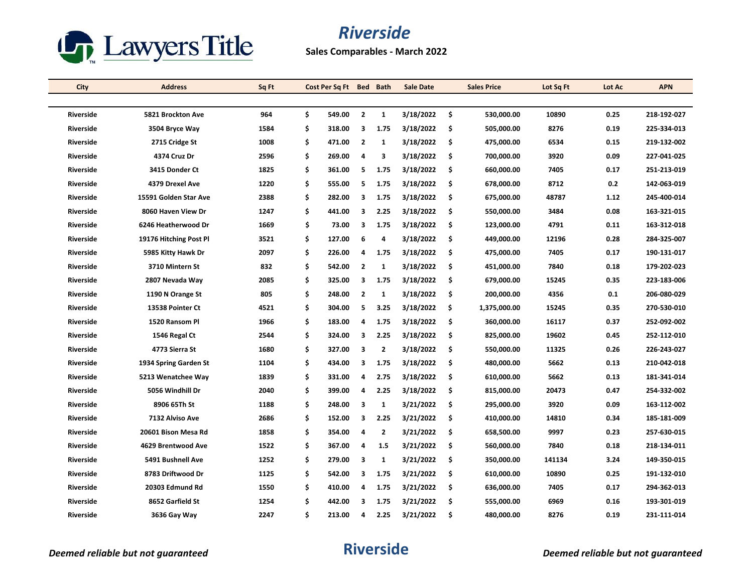# Riverside

**Sales Comparables - March 2022**

| City | Address | Sq Ft | Cost Per Sq Ft | Bed | Bath | Sale Date | Sales Price | Lot Sq Ft | Lot Ac | APN |
|---|---|---|---|---|---|---|---|---|---|---|
| Riverside | 5821 Brockton Ave | 964 | $ 549.00 | 2 | 1 | 3/18/2022 | $ 530,000.00 | 10890 | 0.25 | 218-192-027 |
| Riverside | 3504 Bryce Way | 1584 | $ 318.00 | 3 | 1.75 | 3/18/2022 | $ 505,000.00 | 8276 | 0.19 | 225-334-013 |
| Riverside | 2715 Cridge St | 1008 | $ 471.00 | 2 | 1 | 3/18/2022 | $ 475,000.00 | 6534 | 0.15 | 219-132-002 |
| Riverside | 4374 Cruz Dr | 2596 | $ 269.00 | 4 | 3 | 3/18/2022 | $ 700,000.00 | 3920 | 0.09 | 227-041-025 |
| Riverside | 3415 Donder Ct | 1825 | $ 361.00 | 5 | 1.75 | 3/18/2022 | $ 660,000.00 | 7405 | 0.17 | 251-213-019 |
| Riverside | 4379 Drexel Ave | 1220 | $ 555.00 | 5 | 1.75 | 3/18/2022 | $ 678,000.00 | 8712 | 0.2 | 142-063-019 |
| Riverside | 15591 Golden Star Ave | 2388 | $ 282.00 | 3 | 1.75 | 3/18/2022 | $ 675,000.00 | 48787 | 1.12 | 245-400-014 |
| Riverside | 8060 Haven View Dr | 1247 | $ 441.00 | 3 | 2.25 | 3/18/2022 | $ 550,000.00 | 3484 | 0.08 | 163-321-015 |
| Riverside | 6246 Heatherwood Dr | 1669 | $ 73.00 | 3 | 1.75 | 3/18/2022 | $ 123,000.00 | 4791 | 0.11 | 163-312-018 |
| Riverside | 19176 Hitching Post Pl | 3521 | $ 127.00 | 6 | 4 | 3/18/2022 | $ 449,000.00 | 12196 | 0.28 | 284-325-007 |
| Riverside | 5985 Kitty Hawk Dr | 2097 | $ 226.00 | 4 | 1.75 | 3/18/2022 | $ 475,000.00 | 7405 | 0.17 | 190-131-017 |
| Riverside | 3710 Mintern St | 832 | $ 542.00 | 2 | 1 | 3/18/2022 | $ 451,000.00 | 7840 | 0.18 | 179-202-023 |
| Riverside | 2807 Nevada Way | 2085 | $ 325.00 | 3 | 1.75 | 3/18/2022 | $ 679,000.00 | 15245 | 0.35 | 223-183-006 |
| Riverside | 1190 N Orange St | 805 | $ 248.00 | 2 | 1 | 3/18/2022 | $ 200,000.00 | 4356 | 0.1 | 206-080-029 |
| Riverside | 13538 Pointer Ct | 4521 | $ 304.00 | 5 | 3.25 | 3/18/2022 | $ 1,375,000.00 | 15245 | 0.35 | 270-530-010 |
| Riverside | 1520 Ransom Pl | 1966 | $ 183.00 | 4 | 1.75 | 3/18/2022 | $ 360,000.00 | 16117 | 0.37 | 252-092-002 |
| Riverside | 1546 Regal Ct | 2544 | $ 324.00 | 3 | 2.25 | 3/18/2022 | $ 825,000.00 | 19602 | 0.45 | 252-112-010 |
| Riverside | 4773 Sierra St | 1680 | $ 327.00 | 3 | 2 | 3/18/2022 | $ 550,000.00 | 11325 | 0.26 | 226-243-027 |
| Riverside | 1934 Spring Garden St | 1104 | $ 434.00 | 3 | 1.75 | 3/18/2022 | $ 480,000.00 | 5662 | 0.13 | 210-042-018 |
| Riverside | 5213 Wenatchee Way | 1839 | $ 331.00 | 4 | 2.75 | 3/18/2022 | $ 610,000.00 | 5662 | 0.13 | 181-341-014 |
| Riverside | 5056 Windhill Dr | 2040 | $ 399.00 | 4 | 2.25 | 3/18/2022 | $ 815,000.00 | 20473 | 0.47 | 254-332-002 |
| Riverside | 8906 65Th St | 1188 | $ 248.00 | 3 | 1 | 3/21/2022 | $ 295,000.00 | 3920 | 0.09 | 163-112-002 |
| Riverside | 7132 Alviso Ave | 2686 | $ 152.00 | 3 | 2.25 | 3/21/2022 | $ 410,000.00 | 14810 | 0.34 | 185-181-009 |
| Riverside | 20601 Bison Mesa Rd | 1858 | $ 354.00 | 4 | 2 | 3/21/2022 | $ 658,500.00 | 9997 | 0.23 | 257-630-015 |
| Riverside | 4629 Brentwood Ave | 1522 | $ 367.00 | 4 | 1.5 | 3/21/2022 | $ 560,000.00 | 7840 | 0.18 | 218-134-011 |
| Riverside | 5491 Bushnell Ave | 1252 | $ 279.00 | 3 | 1 | 3/21/2022 | $ 350,000.00 | 141134 | 3.24 | 149-350-015 |
| Riverside | 8783 Driftwood Dr | 1125 | $ 542.00 | 3 | 1.75 | 3/21/2022 | $ 610,000.00 | 10890 | 0.25 | 191-132-010 |
| Riverside | 20303 Edmund Rd | 1550 | $ 410.00 | 4 | 1.75 | 3/21/2022 | $ 636,000.00 | 7405 | 0.17 | 294-362-013 |
| Riverside | 8652 Garfield St | 1254 | $ 442.00 | 3 | 1.75 | 3/21/2022 | $ 555,000.00 | 6969 | 0.16 | 193-301-019 |
| Riverside | 3636 Gay Way | 2247 | $ 213.00 | 4 | 2.25 | 3/21/2022 | $ 480,000.00 | 8276 | 0.19 | 231-111-014 |

*Deemed reliable but not guaranteed*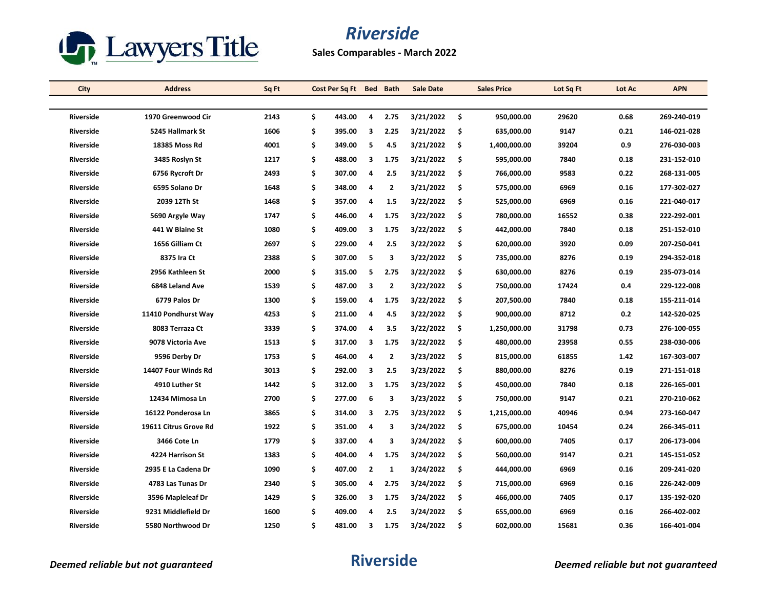# Riverside

**Sales Comparables - March 2022**

| City | Address | Sq Ft | Cost Per Sq Ft | Bed | Bath | Sale Date | Sales Price | Lot Sq Ft | Lot Ac | APN |
|---|---|---|---|---|---|---|---|---|---|---|
| Riverside | 1970 Greenwood Cir | 2143 | $ 443.00 | 4 | 2.75 | 3/21/2022 | $ 950,000.00 | 29620 | 0.68 | 269-240-019 |
| Riverside | 5245 Hallmark St | 1606 | $ 395.00 | 3 | 2.25 | 3/21/2022 | $ 635,000.00 | 9147 | 0.21 | 146-021-028 |
| Riverside | 18385 Moss Rd | 4001 | $ 349.00 | 5 | 4.5 | 3/21/2022 | $ 1,400,000.00 | 39204 | 0.9 | 276-030-003 |
| Riverside | 3485 Roslyn St | 1217 | $ 488.00 | 3 | 1.75 | 3/21/2022 | $ 595,000.00 | 7840 | 0.18 | 231-152-010 |
| Riverside | 6756 Rycroft Dr | 2493 | $ 307.00 | 4 | 2.5 | 3/21/2022 | $ 766,000.00 | 9583 | 0.22 | 268-131-005 |
| Riverside | 6595 Solano Dr | 1648 | $ 348.00 | 4 | 2 | 3/21/2022 | $ 575,000.00 | 6969 | 0.16 | 177-302-027 |
| Riverside | 2039 12Th St | 1468 | $ 357.00 | 4 | 1.5 | 3/22/2022 | $ 525,000.00 | 6969 | 0.16 | 221-040-017 |
| Riverside | 5690 Argyle Way | 1747 | $ 446.00 | 4 | 1.75 | 3/22/2022 | $ 780,000.00 | 16552 | 0.38 | 222-292-001 |
| Riverside | 441 W Blaine St | 1080 | $ 409.00 | 3 | 1.75 | 3/22/2022 | $ 442,000.00 | 7840 | 0.18 | 251-152-010 |
| Riverside | 1656 Gilliam Ct | 2697 | $ 229.00 | 4 | 2.5 | 3/22/2022 | $ 620,000.00 | 3920 | 0.09 | 207-250-041 |
| Riverside | 8375 Ira Ct | 2388 | $ 307.00 | 5 | 3 | 3/22/2022 | $ 735,000.00 | 8276 | 0.19 | 294-352-018 |
| Riverside | 2956 Kathleen St | 2000 | $ 315.00 | 5 | 2.75 | 3/22/2022 | $ 630,000.00 | 8276 | 0.19 | 235-073-014 |
| Riverside | 6848 Leland Ave | 1539 | $ 487.00 | 3 | 2 | 3/22/2022 | $ 750,000.00 | 17424 | 0.4 | 229-122-008 |
| Riverside | 6779 Palos Dr | 1300 | $ 159.00 | 4 | 1.75 | 3/22/2022 | $ 207,500.00 | 7840 | 0.18 | 155-211-014 |
| Riverside | 11410 Pondhurst Way | 4253 | $ 211.00 | 4 | 4.5 | 3/22/2022 | $ 900,000.00 | 8712 | 0.2 | 142-520-025 |
| Riverside | 8083 Terraza Ct | 3339 | $ 374.00 | 4 | 3.5 | 3/22/2022 | $ 1,250,000.00 | 31798 | 0.73 | 276-100-055 |
| Riverside | 9078 Victoria Ave | 1513 | $ 317.00 | 3 | 1.75 | 3/22/2022 | $ 480,000.00 | 23958 | 0.55 | 238-030-006 |
| Riverside | 9596 Derby Dr | 1753 | $ 464.00 | 4 | 2 | 3/23/2022 | $ 815,000.00 | 61855 | 1.42 | 167-303-007 |
| Riverside | 14407 Four Winds Rd | 3013 | $ 292.00 | 3 | 2.5 | 3/23/2022 | $ 880,000.00 | 8276 | 0.19 | 271-151-018 |
| Riverside | 4910 Luther St | 1442 | $ 312.00 | 3 | 1.75 | 3/23/2022 | $ 450,000.00 | 7840 | 0.18 | 226-165-001 |
| Riverside | 12434 Mimosa Ln | 2700 | $ 277.00 | 6 | 3 | 3/23/2022 | $ 750,000.00 | 9147 | 0.21 | 270-210-062 |
| Riverside | 16122 Ponderosa Ln | 3865 | $ 314.00 | 3 | 2.75 | 3/23/2022 | $ 1,215,000.00 | 40946 | 0.94 | 273-160-047 |
| Riverside | 19611 Citrus Grove Rd | 1922 | $ 351.00 | 4 | 3 | 3/24/2022 | $ 675,000.00 | 10454 | 0.24 | 266-345-011 |
| Riverside | 3466 Cote Ln | 1779 | $ 337.00 | 4 | 3 | 3/24/2022 | $ 600,000.00 | 7405 | 0.17 | 206-173-004 |
| Riverside | 4224 Harrison St | 1383 | $ 404.00 | 4 | 1.75 | 3/24/2022 | $ 560,000.00 | 9147 | 0.21 | 145-151-052 |
| Riverside | 2935 E La Cadena Dr | 1090 | $ 407.00 | 2 | 1 | 3/24/2022 | $ 444,000.00 | 6969 | 0.16 | 209-241-020 |
| Riverside | 4783 Las Tunas Dr | 2340 | $ 305.00 | 4 | 2.75 | 3/24/2022 | $ 715,000.00 | 6969 | 0.16 | 226-242-009 |
| Riverside | 3596 Mapleleaf Dr | 1429 | $ 326.00 | 3 | 1.75 | 3/24/2022 | $ 466,000.00 | 7405 | 0.17 | 135-192-020 |
| Riverside | 9231 Middlefield Dr | 1600 | $ 409.00 | 4 | 2.5 | 3/24/2022 | $ 655,000.00 | 6969 | 0.16 | 266-402-002 |
| Riverside | 5580 Northwood Dr | 1250 | $ 481.00 | 3 | 1.75 | 3/24/2022 | $ 602,000.00 | 15681 | 0.36 | 166-401-004 |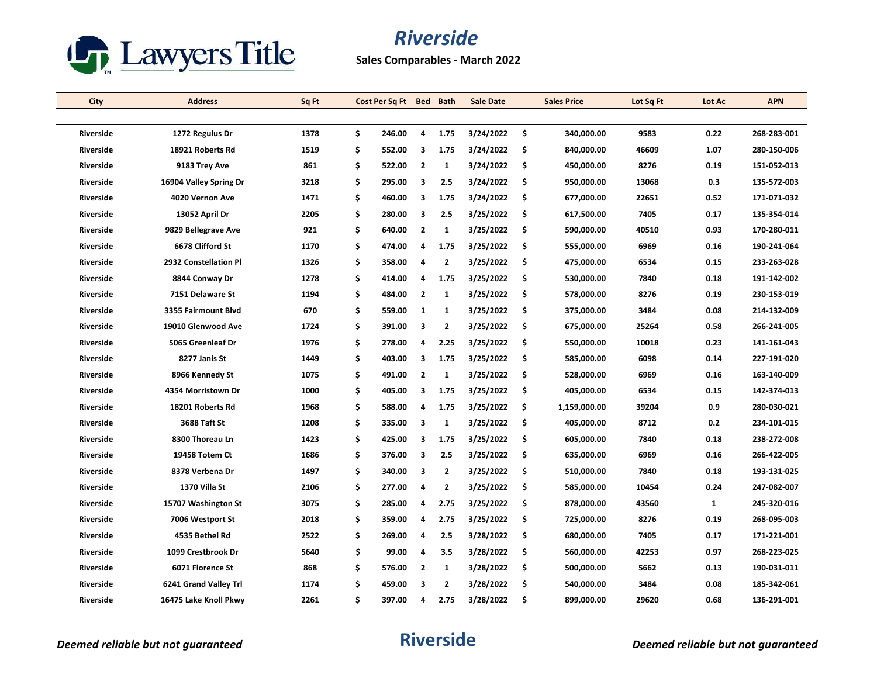# Riverside

**Sales Comparables - March 2022**

| City | Address | Sq Ft | Cost Per Sq Ft | Bed | Bath | Sale Date | Sales Price | Lot Sq Ft | Lot Ac | APN |
|---|---|---|---|---|---|---|---|---|---|---|
| Riverside | 1272 Regulus Dr | 1378 | $ 246.00 | 4 | 1.75 | 3/24/2022 | $ 340,000.00 | 9583 | 0.22 | 268-283-001 |
| Riverside | 18921 Roberts Rd | 1519 | $ 552.00 | 3 | 1.75 | 3/24/2022 | $ 840,000.00 | 46609 | 1.07 | 280-150-006 |
| Riverside | 9183 Trey Ave | 861 | $ 522.00 | 2 | 1 | 3/24/2022 | $ 450,000.00 | 8276 | 0.19 | 151-052-013 |
| Riverside | 16904 Valley Spring Dr | 3218 | $ 295.00 | 3 | 2.5 | 3/24/2022 | $ 950,000.00 | 13068 | 0.3 | 135-572-003 |
| Riverside | 4020 Vernon Ave | 1471 | $ 460.00 | 3 | 1.75 | 3/24/2022 | $ 677,000.00 | 22651 | 0.52 | 171-071-032 |
| Riverside | 13052 April Dr | 2205 | $ 280.00 | 3 | 2.5 | 3/25/2022 | $ 617,500.00 | 7405 | 0.17 | 135-354-014 |
| Riverside | 9829 Bellegrave Ave | 921 | $ 640.00 | 2 | 1 | 3/25/2022 | $ 590,000.00 | 40510 | 0.93 | 170-280-011 |
| Riverside | 6678 Clifford St | 1170 | $ 474.00 | 4 | 1.75 | 3/25/2022 | $ 555,000.00 | 6969 | 0.16 | 190-241-064 |
| Riverside | 2932 Constellation Pl | 1326 | $ 358.00 | 4 | 2 | 3/25/2022 | $ 475,000.00 | 6534 | 0.15 | 233-263-028 |
| Riverside | 8844 Conway Dr | 1278 | $ 414.00 | 4 | 1.75 | 3/25/2022 | $ 530,000.00 | 7840 | 0.18 | 191-142-002 |
| Riverside | 7151 Delaware St | 1194 | $ 484.00 | 2 | 1 | 3/25/2022 | $ 578,000.00 | 8276 | 0.19 | 230-153-019 |
| Riverside | 3355 Fairmount Blvd | 670 | $ 559.00 | 1 | 1 | 3/25/2022 | $ 375,000.00 | 3484 | 0.08 | 214-132-009 |
| Riverside | 19010 Glenwood Ave | 1724 | $ 391.00 | 3 | 2 | 3/25/2022 | $ 675,000.00 | 25264 | 0.58 | 266-241-005 |
| Riverside | 5065 Greenleaf Dr | 1976 | $ 278.00 | 4 | 2.25 | 3/25/2022 | $ 550,000.00 | 10018 | 0.23 | 141-161-043 |
| Riverside | 8277 Janis St | 1449 | $ 403.00 | 3 | 1.75 | 3/25/2022 | $ 585,000.00 | 6098 | 0.14 | 227-191-020 |
| Riverside | 8966 Kennedy St | 1075 | $ 491.00 | 2 | 1 | 3/25/2022 | $ 528,000.00 | 6969 | 0.16 | 163-140-009 |
| Riverside | 4354 Morristown Dr | 1000 | $ 405.00 | 3 | 1.75 | 3/25/2022 | $ 405,000.00 | 6534 | 0.15 | 142-374-013 |
| Riverside | 18201 Roberts Rd | 1968 | $ 588.00 | 4 | 1.75 | 3/25/2022 | $ 1,159,000.00 | 39204 | 0.9 | 280-030-021 |
| Riverside | 3688 Taft St | 1208 | $ 335.00 | 3 | 1 | 3/25/2022 | $ 405,000.00 | 8712 | 0.2 | 234-101-015 |
| Riverside | 8300 Thoreau Ln | 1423 | $ 425.00 | 3 | 1.75 | 3/25/2022 | $ 605,000.00 | 7840 | 0.18 | 238-272-008 |
| Riverside | 19458 Totem Ct | 1686 | $ 376.00 | 3 | 2.5 | 3/25/2022 | $ 635,000.00 | 6969 | 0.16 | 266-422-005 |
| Riverside | 8378 Verbena Dr | 1497 | $ 340.00 | 3 | 2 | 3/25/2022 | $ 510,000.00 | 7840 | 0.18 | 193-131-025 |
| Riverside | 1370 Villa St | 2106 | $ 277.00 | 4 | 2 | 3/25/2022 | $ 585,000.00 | 10454 | 0.24 | 247-082-007 |
| Riverside | 15707 Washington St | 3075 | $ 285.00 | 4 | 2.75 | 3/25/2022 | $ 878,000.00 | 43560 | 1 | 245-320-016 |
| Riverside | 7006 Westport St | 2018 | $ 359.00 | 4 | 2.75 | 3/25/2022 | $ 725,000.00 | 8276 | 0.19 | 268-095-003 |
| Riverside | 4535 Bethel Rd | 2522 | $ 269.00 | 4 | 2.5 | 3/28/2022 | $ 680,000.00 | 7405 | 0.17 | 171-221-001 |
| Riverside | 1099 Crestbrook Dr | 5640 | $ 99.00 | 4 | 3.5 | 3/28/2022 | $ 560,000.00 | 42253 | 0.97 | 268-223-025 |
| Riverside | 6071 Florence St | 868 | $ 576.00 | 2 | 1 | 3/28/2022 | $ 500,000.00 | 5662 | 0.13 | 190-031-011 |
| Riverside | 6241 Grand Valley Trl | 1174 | $ 459.00 | 3 | 2 | 3/28/2022 | $ 540,000.00 | 3484 | 0.08 | 185-342-061 |
| Riverside | 16475 Lake Knoll Pkwy | 2261 | $ 397.00 | 4 | 2.75 | 3/28/2022 | $ 899,000.00 | 29620 | 0.68 | 136-291-001 |

*Deemed reliable but not guaranteed* — **Riverside** — *Deemed reliable but not guaranteed*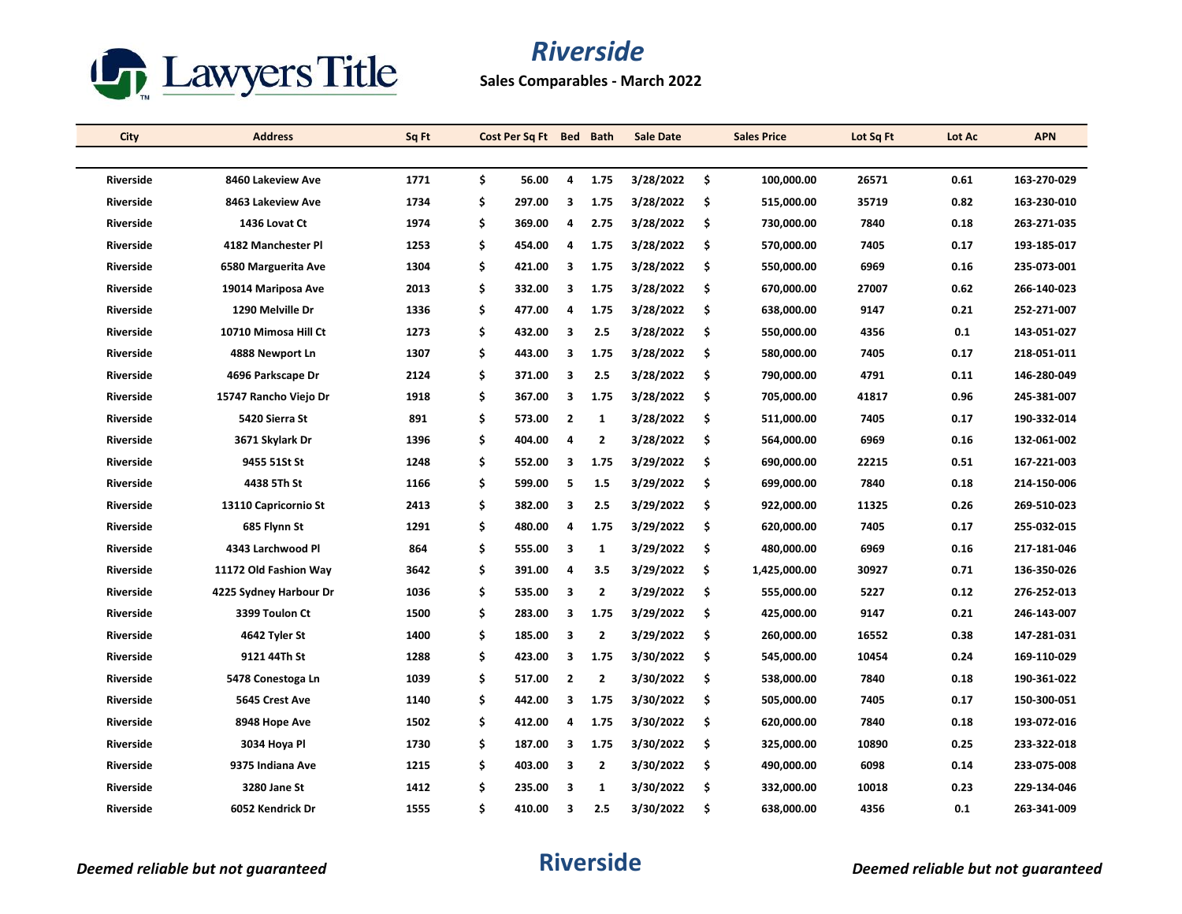# Riverside

**Sales Comparables - March 2022**

| City | Address | Sq Ft | Cost Per Sq Ft | Bed | Bath | Sale Date | Sales Price | Lot Sq Ft | Lot Ac | APN |
|---|---|---|---|---|---|---|---|---|---|---|
| Riverside | 8460 Lakeview Ave | 1771 | $ 56.00 | 4 | 1.75 | 3/28/2022 | $ 100,000.00 | 26571 | 0.61 | 163-270-029 |
| Riverside | 8463 Lakeview Ave | 1734 | $ 297.00 | 3 | 1.75 | 3/28/2022 | $ 515,000.00 | 35719 | 0.82 | 163-230-010 |
| Riverside | 1436 Lovat Ct | 1974 | $ 369.00 | 4 | 2.75 | 3/28/2022 | $ 730,000.00 | 7840 | 0.18 | 263-271-035 |
| Riverside | 4182 Manchester Pl | 1253 | $ 454.00 | 4 | 1.75 | 3/28/2022 | $ 570,000.00 | 7405 | 0.17 | 193-185-017 |
| Riverside | 6580 Marguerita Ave | 1304 | $ 421.00 | 3 | 1.75 | 3/28/2022 | $ 550,000.00 | 6969 | 0.16 | 235-073-001 |
| Riverside | 19014 Mariposa Ave | 2013 | $ 332.00 | 3 | 1.75 | 3/28/2022 | $ 670,000.00 | 27007 | 0.62 | 266-140-023 |
| Riverside | 1290 Melville Dr | 1336 | $ 477.00 | 4 | 1.75 | 3/28/2022 | $ 638,000.00 | 9147 | 0.21 | 252-271-007 |
| Riverside | 10710 Mimosa Hill Ct | 1273 | $ 432.00 | 3 | 2.5 | 3/28/2022 | $ 550,000.00 | 4356 | 0.1 | 143-051-027 |
| Riverside | 4888 Newport Ln | 1307 | $ 443.00 | 3 | 1.75 | 3/28/2022 | $ 580,000.00 | 7405 | 0.17 | 218-051-011 |
| Riverside | 4696 Parkscape Dr | 2124 | $ 371.00 | 3 | 2.5 | 3/28/2022 | $ 790,000.00 | 4791 | 0.11 | 146-280-049 |
| Riverside | 15747 Rancho Viejo Dr | 1918 | $ 367.00 | 3 | 1.75 | 3/28/2022 | $ 705,000.00 | 41817 | 0.96 | 245-381-007 |
| Riverside | 5420 Sierra St | 891 | $ 573.00 | 2 | 1 | 3/28/2022 | $ 511,000.00 | 7405 | 0.17 | 190-332-014 |
| Riverside | 3671 Skylark Dr | 1396 | $ 404.00 | 4 | 2 | 3/28/2022 | $ 564,000.00 | 6969 | 0.16 | 132-061-002 |
| Riverside | 9455 51St St | 1248 | $ 552.00 | 3 | 1.75 | 3/29/2022 | $ 690,000.00 | 22215 | 0.51 | 167-221-003 |
| Riverside | 4438 5Th St | 1166 | $ 599.00 | 5 | 1.5 | 3/29/2022 | $ 699,000.00 | 7840 | 0.18 | 214-150-006 |
| Riverside | 13110 Capricornio St | 2413 | $ 382.00 | 3 | 2.5 | 3/29/2022 | $ 922,000.00 | 11325 | 0.26 | 269-510-023 |
| Riverside | 685 Flynn St | 1291 | $ 480.00 | 4 | 1.75 | 3/29/2022 | $ 620,000.00 | 7405 | 0.17 | 255-032-015 |
| Riverside | 4343 Larchwood Pl | 864 | $ 555.00 | 3 | 1 | 3/29/2022 | $ 480,000.00 | 6969 | 0.16 | 217-181-046 |
| Riverside | 11172 Old Fashion Way | 3642 | $ 391.00 | 4 | 3.5 | 3/29/2022 | $ 1,425,000.00 | 30927 | 0.71 | 136-350-026 |
| Riverside | 4225 Sydney Harbour Dr | 1036 | $ 535.00 | 3 | 2 | 3/29/2022 | $ 555,000.00 | 5227 | 0.12 | 276-252-013 |
| Riverside | 3399 Toulon Ct | 1500 | $ 283.00 | 3 | 1.75 | 3/29/2022 | $ 425,000.00 | 9147 | 0.21 | 246-143-007 |
| Riverside | 4642 Tyler St | 1400 | $ 185.00 | 3 | 2 | 3/29/2022 | $ 260,000.00 | 16552 | 0.38 | 147-281-031 |
| Riverside | 9121 44Th St | 1288 | $ 423.00 | 3 | 1.75 | 3/30/2022 | $ 545,000.00 | 10454 | 0.24 | 169-110-029 |
| Riverside | 5478 Conestoga Ln | 1039 | $ 517.00 | 2 | 2 | 3/30/2022 | $ 538,000.00 | 7840 | 0.18 | 190-361-022 |
| Riverside | 5645 Crest Ave | 1140 | $ 442.00 | 3 | 1.75 | 3/30/2022 | $ 505,000.00 | 7405 | 0.17 | 150-300-051 |
| Riverside | 8948 Hope Ave | 1502 | $ 412.00 | 4 | 1.75 | 3/30/2022 | $ 620,000.00 | 7840 | 0.18 | 193-072-016 |
| Riverside | 3034 Hoya Pl | 1730 | $ 187.00 | 3 | 1.75 | 3/30/2022 | $ 325,000.00 | 10890 | 0.25 | 233-322-018 |
| Riverside | 9375 Indiana Ave | 1215 | $ 403.00 | 3 | 2 | 3/30/2022 | $ 490,000.00 | 6098 | 0.14 | 233-075-008 |
| Riverside | 3280 Jane St | 1412 | $ 235.00 | 3 | 1 | 3/30/2022 | $ 332,000.00 | 10018 | 0.23 | 229-134-046 |
| Riverside | 6052 Kendrick Dr | 1555 | $ 410.00 | 3 | 2.5 | 3/30/2022 | $ 638,000.00 | 4356 | 0.1 | 263-341-009 |

*Deemed reliable but not guaranteed*

*Deemed reliable but not guaranteed*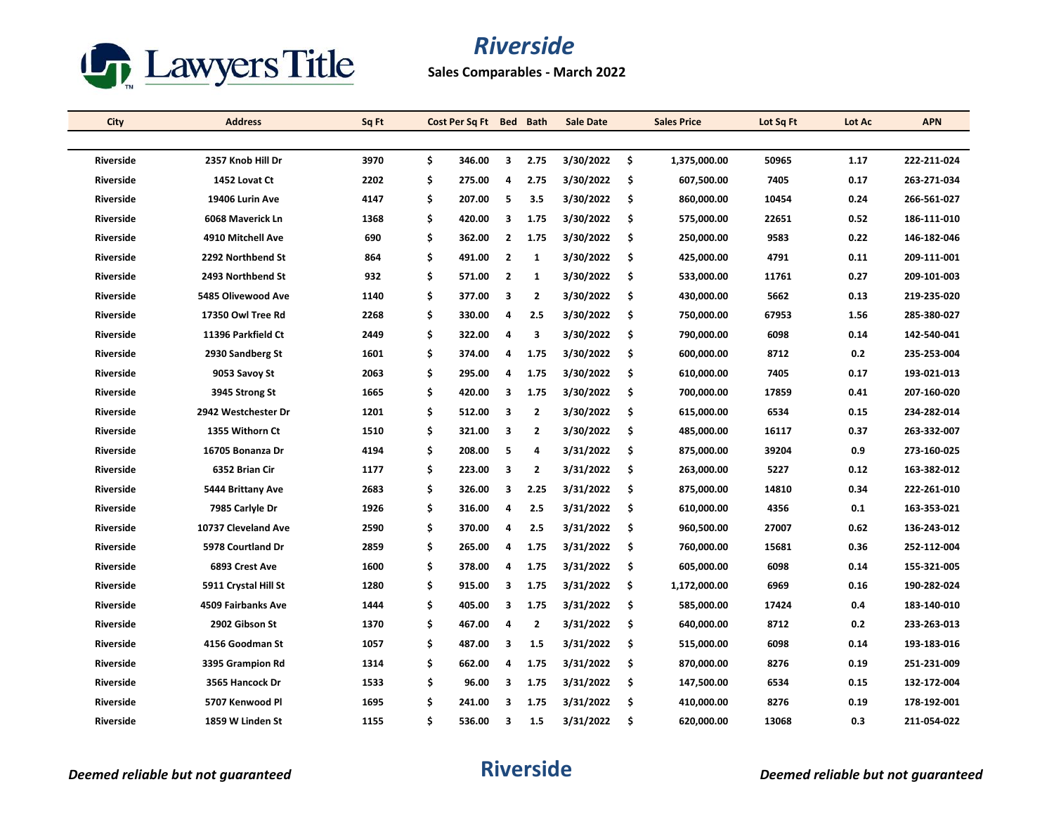# Riverside

**Sales Comparables - March 2022**

| City | Address | Sq Ft | Cost Per Sq Ft | Bed | Bath | Sale Date | Sales Price | Lot Sq Ft | Lot Ac | APN |
|---|---|---|---|---|---|---|---|---|---|---|
| Riverside | 2357 Knob Hill Dr | 3970 | $ 346.00 | 3 | 2.75 | 3/30/2022 | $ 1,375,000.00 | 50965 | 1.17 | 222-211-024 |
| Riverside | 1452 Lovat Ct | 2202 | $ 275.00 | 4 | 2.75 | 3/30/2022 | $ 607,500.00 | 7405 | 0.17 | 263-271-034 |
| Riverside | 19406 Lurin Ave | 4147 | $ 207.00 | 5 | 3.5 | 3/30/2022 | $ 860,000.00 | 10454 | 0.24 | 266-561-027 |
| Riverside | 6068 Maverick Ln | 1368 | $ 420.00 | 3 | 1.75 | 3/30/2022 | $ 575,000.00 | 22651 | 0.52 | 186-111-010 |
| Riverside | 4910 Mitchell Ave | 690 | $ 362.00 | 2 | 1.75 | 3/30/2022 | $ 250,000.00 | 9583 | 0.22 | 146-182-046 |
| Riverside | 2292 Northbend St | 864 | $ 491.00 | 2 | 1 | 3/30/2022 | $ 425,000.00 | 4791 | 0.11 | 209-111-001 |
| Riverside | 2493 Northbend St | 932 | $ 571.00 | 2 | 1 | 3/30/2022 | $ 533,000.00 | 11761 | 0.27 | 209-101-003 |
| Riverside | 5485 Olivewood Ave | 1140 | $ 377.00 | 3 | 2 | 3/30/2022 | $ 430,000.00 | 5662 | 0.13 | 219-235-020 |
| Riverside | 17350 Owl Tree Rd | 2268 | $ 330.00 | 4 | 2.5 | 3/30/2022 | $ 750,000.00 | 67953 | 1.56 | 285-380-027 |
| Riverside | 11396 Parkfield Ct | 2449 | $ 322.00 | 4 | 3 | 3/30/2022 | $ 790,000.00 | 6098 | 0.14 | 142-540-041 |
| Riverside | 2930 Sandberg St | 1601 | $ 374.00 | 4 | 1.75 | 3/30/2022 | $ 600,000.00 | 8712 | 0.2 | 235-253-004 |
| Riverside | 9053 Savoy St | 2063 | $ 295.00 | 4 | 1.75 | 3/30/2022 | $ 610,000.00 | 7405 | 0.17 | 193-021-013 |
| Riverside | 3945 Strong St | 1665 | $ 420.00 | 3 | 1.75 | 3/30/2022 | $ 700,000.00 | 17859 | 0.41 | 207-160-020 |
| Riverside | 2942 Westchester Dr | 1201 | $ 512.00 | 3 | 2 | 3/30/2022 | $ 615,000.00 | 6534 | 0.15 | 234-282-014 |
| Riverside | 1355 Withorn Ct | 1510 | $ 321.00 | 3 | 2 | 3/30/2022 | $ 485,000.00 | 16117 | 0.37 | 263-332-007 |
| Riverside | 16705 Bonanza Dr | 4194 | $ 208.00 | 5 | 4 | 3/31/2022 | $ 875,000.00 | 39204 | 0.9 | 273-160-025 |
| Riverside | 6352 Brian Cir | 1177 | $ 223.00 | 3 | 2 | 3/31/2022 | $ 263,000.00 | 5227 | 0.12 | 163-382-012 |
| Riverside | 5444 Brittany Ave | 2683 | $ 326.00 | 3 | 2.25 | 3/31/2022 | $ 875,000.00 | 14810 | 0.34 | 222-261-010 |
| Riverside | 7985 Carlyle Dr | 1926 | $ 316.00 | 4 | 2.5 | 3/31/2022 | $ 610,000.00 | 4356 | 0.1 | 163-353-021 |
| Riverside | 10737 Cleveland Ave | 2590 | $ 370.00 | 4 | 2.5 | 3/31/2022 | $ 960,500.00 | 27007 | 0.62 | 136-243-012 |
| Riverside | 5978 Courtland Dr | 2859 | $ 265.00 | 4 | 1.75 | 3/31/2022 | $ 760,000.00 | 15681 | 0.36 | 252-112-004 |
| Riverside | 6893 Crest Ave | 1600 | $ 378.00 | 4 | 1.75 | 3/31/2022 | $ 605,000.00 | 6098 | 0.14 | 155-321-005 |
| Riverside | 5911 Crystal Hill St | 1280 | $ 915.00 | 3 | 1.75 | 3/31/2022 | $ 1,172,000.00 | 6969 | 0.16 | 190-282-024 |
| Riverside | 4509 Fairbanks Ave | 1444 | $ 405.00 | 3 | 1.75 | 3/31/2022 | $ 585,000.00 | 17424 | 0.4 | 183-140-010 |
| Riverside | 2902 Gibson St | 1370 | $ 467.00 | 4 | 2 | 3/31/2022 | $ 640,000.00 | 8712 | 0.2 | 233-263-013 |
| Riverside | 4156 Goodman St | 1057 | $ 487.00 | 3 | 1.5 | 3/31/2022 | $ 515,000.00 | 6098 | 0.14 | 193-183-016 |
| Riverside | 3395 Grampion Rd | 1314 | $ 662.00 | 4 | 1.75 | 3/31/2022 | $ 870,000.00 | 8276 | 0.19 | 251-231-009 |
| Riverside | 3565 Hancock Dr | 1533 | $ 96.00 | 3 | 1.75 | 3/31/2022 | $ 147,500.00 | 6534 | 0.15 | 132-172-004 |
| Riverside | 5707 Kenwood Pl | 1695 | $ 241.00 | 3 | 1.75 | 3/31/2022 | $ 410,000.00 | 8276 | 0.19 | 178-192-001 |
| Riverside | 1859 W Linden St | 1155 | $ 536.00 | 3 | 1.5 | 3/31/2022 | $ 620,000.00 | 13068 | 0.3 | 211-054-022 |

*Deemed reliable but not guaranteed* **Riverside** *Deemed reliable but not guaranteed*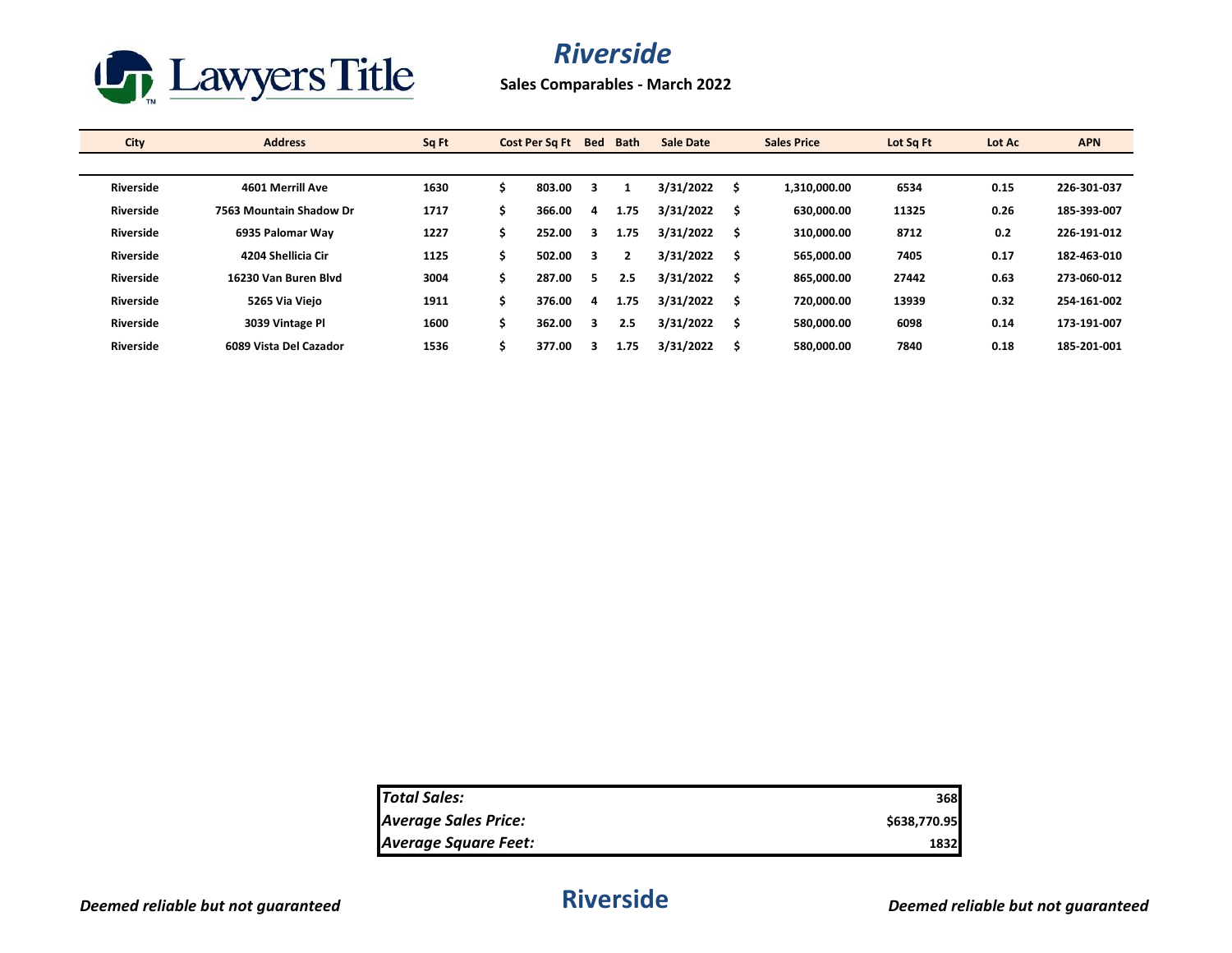# Riverside

**Sales Comparables - March 2022**

| City | Address | Sq Ft | Cost Per Sq Ft | Bed | Bath | Sale Date | Sales Price | Lot Sq Ft | Lot Ac | APN |
|---|---|---|---|---|---|---|---|---|---|---|
| Riverside | 4601 Merrill Ave | 1630 | $ 803.00 | 3 | 1 | 3/31/2022 | $ 1,310,000.00 | 6534 | 0.15 | 226-301-037 |
| Riverside | 7563 Mountain Shadow Dr | 1717 | $ 366.00 | 4 | 1.75 | 3/31/2022 | $ 630,000.00 | 11325 | 0.26 | 185-393-007 |
| Riverside | 6935 Palomar Way | 1227 | $ 252.00 | 3 | 1.75 | 3/31/2022 | $ 310,000.00 | 8712 | 0.2 | 226-191-012 |
| Riverside | 4204 Shellicia Cir | 1125 | $ 502.00 | 3 | 2 | 3/31/2022 | $ 565,000.00 | 7405 | 0.17 | 182-463-010 |
| Riverside | 16230 Van Buren Blvd | 3004 | $ 287.00 | 5 | 2.5 | 3/31/2022 | $ 865,000.00 | 27442 | 0.63 | 273-060-012 |
| Riverside | 5265 Via Viejo | 1911 | $ 376.00 | 4 | 1.75 | 3/31/2022 | $ 720,000.00 | 13939 | 0.32 | 254-161-002 |
| Riverside | 3039 Vintage Pl | 1600 | $ 362.00 | 3 | 2.5 | 3/31/2022 | $ 580,000.00 | 6098 | 0.14 | 173-191-007 |
| Riverside | 6089 Vista Del Cazador | 1536 | $ 377.00 | 3 | 1.75 | 3/31/2022 | $ 580,000.00 | 7840 | 0.18 | 185-201-001 |

| | |
|---|---|
| *Total Sales:* | 368 |
| *Average Sales Price:* | $638,770.95 |
| *Average Square Feet:* | 1832 |

*Deemed reliable but not guaranteed*

**Riverside**

*Deemed reliable but not guaranteed*